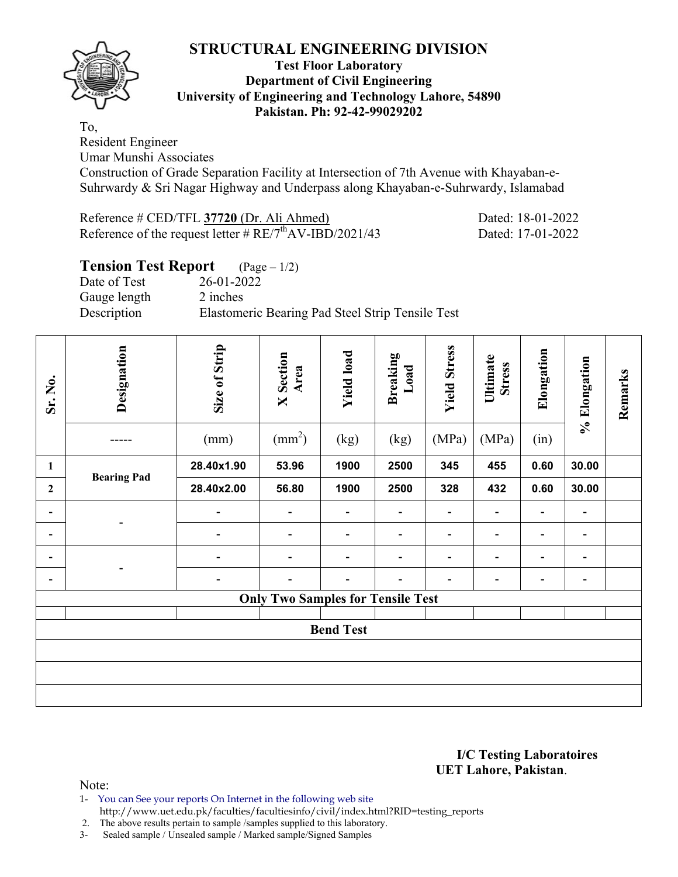# STRUCTURAL ENGINEERING DIVISION

**Test Floor Laboratory**
**Department of Civil Engineering**
**University of Engineering and Technology Lahore, 54890**
**Pakistan. Ph: 92-42-99029202**

To,
Resident Engineer
Umar Munshi Associates
Construction of Grade Separation Facility at Intersection of 7th Avenue with Khayaban-e-Suhrwardy & Sri Nagar Highway and Underpass along Khayaban-e-Suhrwardy, Islamabad

Reference # CED/TFL **37720** (Dr. Ali Ahmed) Dated: 18-01-2022
Reference of the request letter # RE/7$^{th}$AV-IBD/2021/43 Dated: 17-01-2022

## Tension Test Report (Page – 1/2)

Date of Test 26-01-2022
Gauge length 2 inches
Description Elastomeric Bearing Pad Steel Strip Tensile Test

| Sr. No. | Designation | Size of Strip | X Section Area | Yield load | Breaking Load | Yield Stress | Ultimate Stress | Elongation | % Elongation | Remarks |
|---|---|---|---|---|---|---|---|---|---|---|
| | ----- | (mm) | (mm$^2$) | (kg) | (kg) | (MPa) | (MPa) | (in) | | |
| **1** | **Bearing Pad** | **28.40x1.90** | **53.96** | **1900** | **2500** | **345** | **455** | **0.60** | **30.00** | |
| **2** | | **28.40x2.00** | **56.80** | **1900** | **2500** | **328** | **432** | **0.60** | **30.00** | |
| - | - | - | - | - | - | - | - | - | - | |
| - | | - | - | - | - | - | - | - | - | |
| - | - | - | - | - | - | - | - | - | - | |
| - | | - | - | - | - | - | - | - | - | |
| **Only Two Samples for Tensile Test** | | | | | | | | | | |
| | | | | | | | | | | |
| **Bend Test** | | | | | | | | | | |
| | | | | | | | | | | |
| | | | | | | | | | | |
| | | | | | | | | | | |

**I/C Testing Laboratoires**
**UET Lahore, Pakistan**.

Note:
1- You can See your reports On Internet in the following web site
http://www.uet.edu.pk/faculties/facultiesinfo/civil/index.html?RID=testing_reports
2. The above results pertain to sample /samples supplied to this laboratory.
3- Sealed sample / Unsealed sample / Marked sample/Signed Samples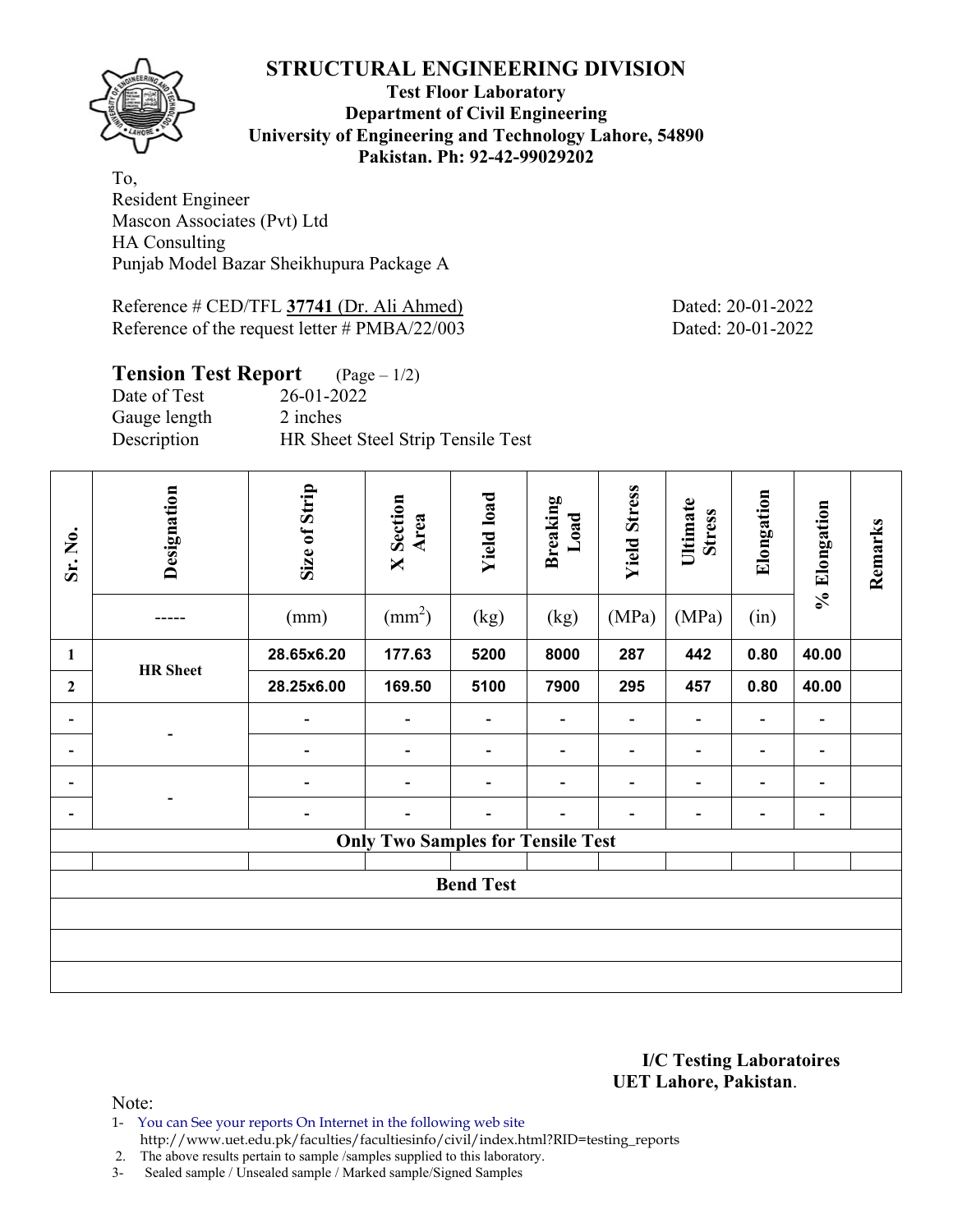# STRUCTURAL ENGINEERING DIVISION

**Test Floor Laboratory**
**Department of Civil Engineering**
**University of Engineering and Technology Lahore, 54890**
**Pakistan. Ph: 92-42-99029202**

To,
Resident Engineer
Mascon Associates (Pvt) Ltd
HA Consulting
Punjab Model Bazar Sheikhupura Package A

Reference # CED/TFL **37741** (Dr. Ali Ahmed) Dated: 20-01-2022
Reference of the request letter # PMBA/22/003 Dated: 20-01-2022

## Tension Test Report (Page – 1/2)

Date of Test: 26-01-2022
Gauge length: 2 inches
Description: HR Sheet Steel Strip Tensile Test

| Sr. No. | Designation | Size of Strip | X Section Area | Yield load | Breaking Load | Yield Stress | Ultimate Stress | Elongation | % Elongation | Remarks |
|---|---|---|---|---|---|---|---|---|---|---|
| | ----- | (mm) | (mm$^2$) | (kg) | (kg) | (MPa) | (MPa) | (in) | | |
| **1** | **HR Sheet** | **28.65x6.20** | **177.63** | **5200** | **8000** | **287** | **442** | **0.80** | **40.00** | |
| **2** | | **28.25x6.00** | **169.50** | **5100** | **7900** | **295** | **457** | **0.80** | **40.00** | |
| - | - | - | - | - | - | - | - | - | - | |
| - | | - | - | - | - | - | - | - | - | |
| - | - | - | - | - | - | - | - | - | - | |
| - | | - | - | - | - | - | - | - | - | |
| **Only Two Samples for Tensile Test** | | | | | | | | | | |
| | | | | | | | | | | |
| **Bend Test** | | | | | | | | | | |
| | | | | | | | | | | |
| | | | | | | | | | | |
| | | | | | | | | | | |

**I/C Testing Laboratoires**
**UET Lahore, Pakistan**.

Note:
1- You can See your reports On Internet in the following web site
http://www.uet.edu.pk/faculties/facultiesinfo/civil/index.html?RID=testing_reports
2. The above results pertain to sample /samples supplied to this laboratory.
3- Sealed sample / Unsealed sample / Marked sample/Signed Samples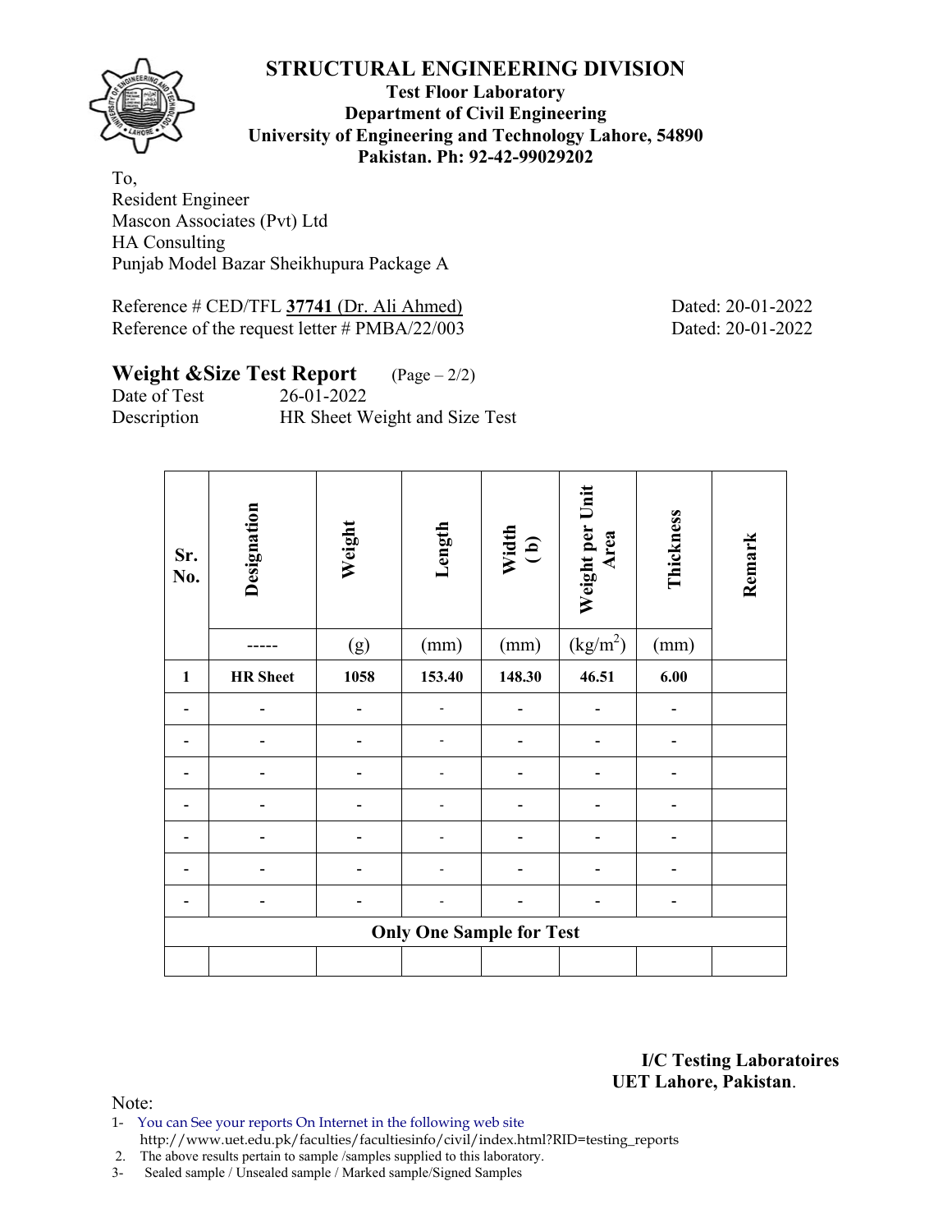# STRUCTURAL ENGINEERING DIVISION

**Test Floor Laboratory**
**Department of Civil Engineering**
**University of Engineering and Technology Lahore, 54890**
**Pakistan. Ph: 92-42-99029202**

To,
Resident Engineer
Mascon Associates (Pvt) Ltd
HA Consulting
Punjab Model Bazar Sheikhupura Package A

Reference # CED/TFL **37741** (Dr. Ali Ahmed) Dated: 20-01-2022
Reference of the request letter # PMBA/22/003 Dated: 20-01-2022

## Weight &Size Test Report (Page – 2/2)

Date of Test 26-01-2022
Description HR Sheet Weight and Size Test

| Sr. No. | Designation | Weight | Length | Width (b) | Weight per Unit Area | Thickness | Remark |
|---|---|---|---|---|---|---|---|
| | ----- | (g) | (mm) | (mm) | ($kg/m^2$) | (mm) | |
| **1** | **HR Sheet** | **1058** | **153.40** | **148.30** | **46.51** | **6.00** | |
| - | - | - | - | - | - | - | |
| - | - | - | - | - | - | - | |
| - | - | - | - | - | - | - | |
| - | - | - | - | - | - | - | |
| - | - | - | - | - | - | - | |
| - | - | - | - | - | - | - | |
| - | - | - | - | - | - | - | |
| **Only One Sample for Test** | | | | | | | |
| | | | | | | | |

**I/C Testing Laboratoires**
**UET Lahore, Pakistan**.

Note:
1- You can See your reports On Internet in the following web site
http://www.uet.edu.pk/faculties/facultiesinfo/civil/index.html?RID=testing_reports
2. The above results pertain to sample /samples supplied to this laboratory.
3- Sealed sample / Unsealed sample / Marked sample/Signed Samples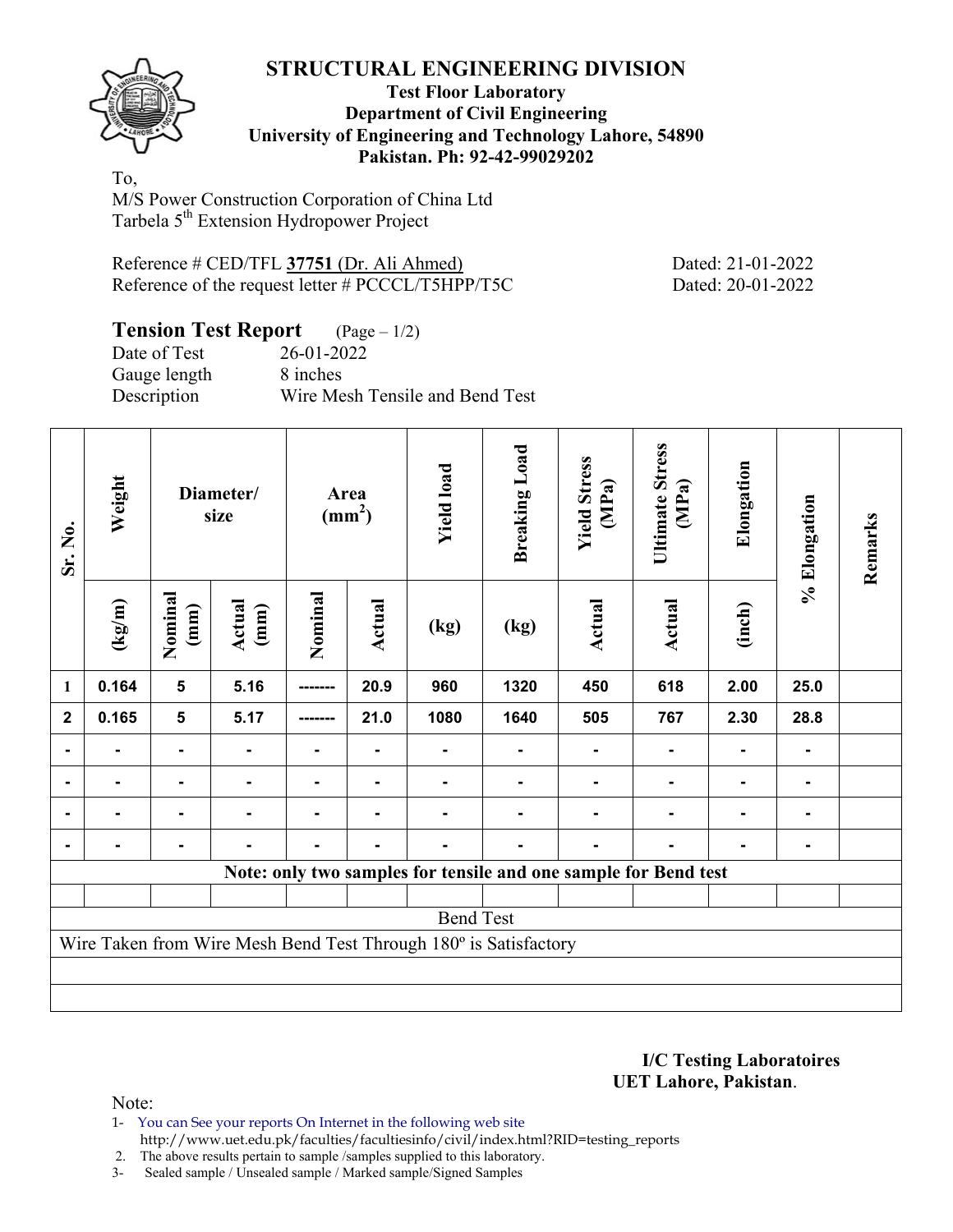# STRUCTURAL ENGINEERING DIVISION

**Test Floor Laboratory**
**Department of Civil Engineering**
**University of Engineering and Technology Lahore, 54890**
**Pakistan. Ph: 92-42-99029202**

To,
M/S Power Construction Corporation of China Ltd
Tarbela 5th Extension Hydropower Project

Reference # CED/TFL **37751** (Dr. Ali Ahmed) Dated: 21-01-2022
Reference of the request letter # PCCCL/T5HPP/T5C Dated: 20-01-2022

## Tension Test Report (Page – 1/2)

Date of Test 26-01-2022
Gauge length 8 inches
Description Wire Mesh Tensile and Bend Test

| Sr. No. | Weight | Diameter/ size | | Area ($mm^2$) | | Yield load | Breaking Load | Yield Stress (MPa) | Ultimate Stress (MPa) | Elongation | % Elongation | Remarks |
|---|---|---|---|---|---|---|---|---|---|---|---|---|
| | (kg/m) | Nominal (mm) | Actual (mm) | Nominal | Actual | (kg) | (kg) | Actual | Actual | (inch) | | |
| 1 | 0.164 | 5 | 5.16 | ------- | 20.9 | 960 | 1320 | 450 | 618 | 2.00 | 25.0 | |
| 2 | 0.165 | 5 | 5.17 | ------- | 21.0 | 1080 | 1640 | 505 | 767 | 2.30 | 28.8 | |
| - | - | - | - | - | - | - | - | - | - | - | - | |
| - | - | - | - | - | - | - | - | - | - | - | - | |
| - | - | - | - | - | - | - | - | - | - | - | - | |
| - | - | - | - | - | - | - | - | - | - | - | - | |
| **Note: only two samples for tensile and one sample for Bend test** | | | | | | | | | | | | |
| | | | | | | | | | | | | |
| Bend Test | | | | | | | | | | | | |
| Wire Taken from Wire Mesh Bend Test Through 180º is Satisfactory | | | | | | | | | | | | |

**I/C Testing Laboratoires**
**UET Lahore, Pakistan**.

Note:
1- You can See your reports On Internet in the following web site
http://www.uet.edu.pk/faculties/facultiesinfo/civil/index.html?RID=testing_reports
2. The above results pertain to sample /samples supplied to this laboratory.
3- Sealed sample / Unsealed sample / Marked sample/Signed Samples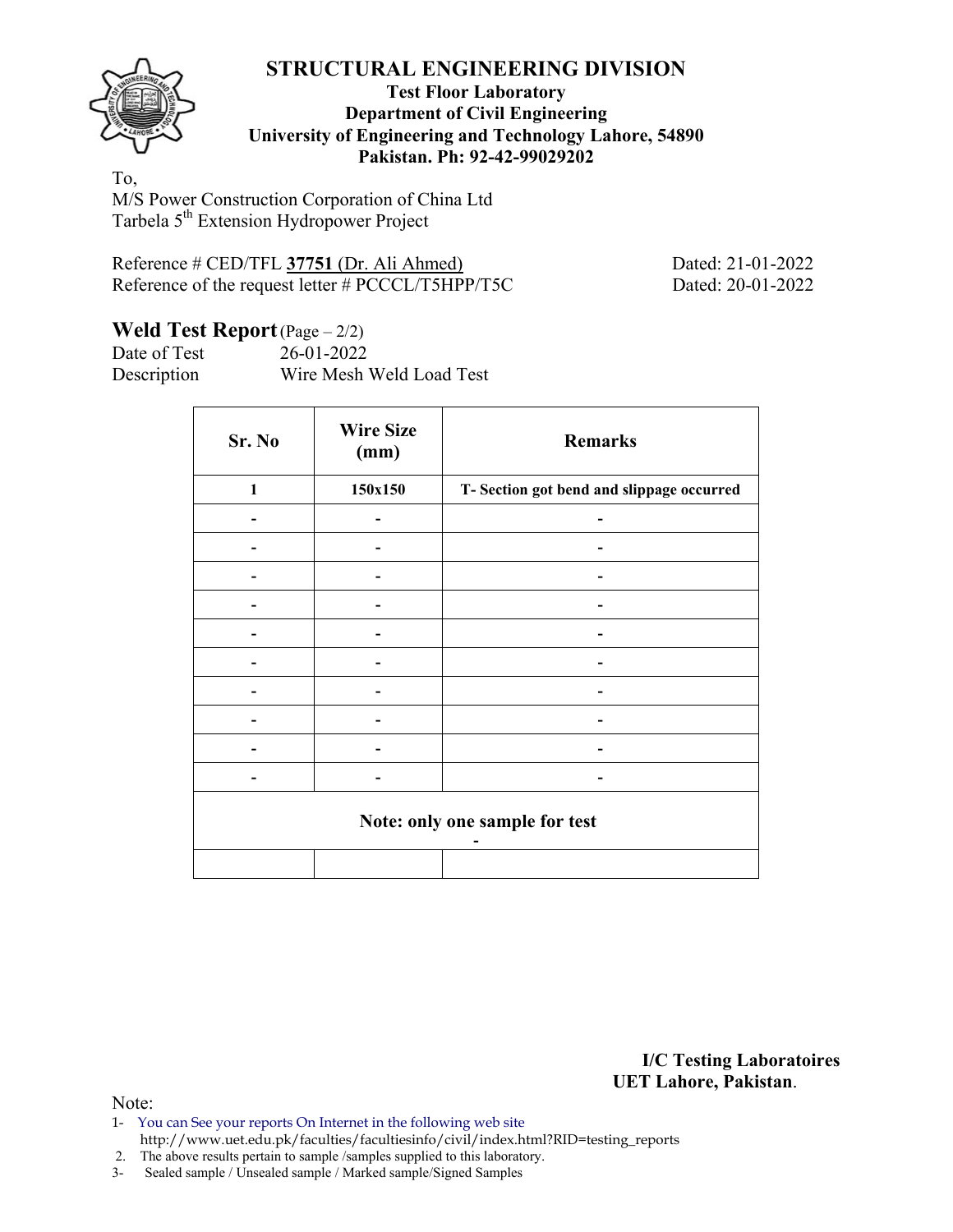# STRUCTURAL ENGINEERING DIVISION

**Test Floor Laboratory**
**Department of Civil Engineering**
**University of Engineering and Technology Lahore, 54890**
**Pakistan. Ph: 92-42-99029202**

To,
M/S Power Construction Corporation of China Ltd
Tarbela 5th Extension Hydropower Project

Reference # CED/TFL **37751** (Dr. Ali Ahmed) Dated: 21-01-2022
Reference of the request letter # PCCCL/T5HPP/T5C Dated: 20-01-2022

## Weld Test Report (Page – 2/2)

Date of Test 26-01-2022
Description Wire Mesh Weld Load Test

| Sr. No | Wire Size (mm) | Remarks |
|---|---|---|
| **1** | **150x150** | **T- Section got bend and slippage occurred** |
| - | - | - |
| - | - | - |
| - | - | - |
| - | - | - |
| - | - | - |
| - | - | - |
| - | - | - |
| - | - | - |
| - | - | - |
| - | - | - |
| **Note: only one sample for test** - | | |
| | | |

**I/C Testing Laboratoires**
**UET Lahore, Pakistan**.

Note:
1- You can See your reports On Internet in the following web site http://www.uet.edu.pk/faculties/facultiesinfo/civil/index.html?RID=testing_reports
2. The above results pertain to sample /samples supplied to this laboratory.
3- Sealed sample / Unsealed sample / Marked sample/Signed Samples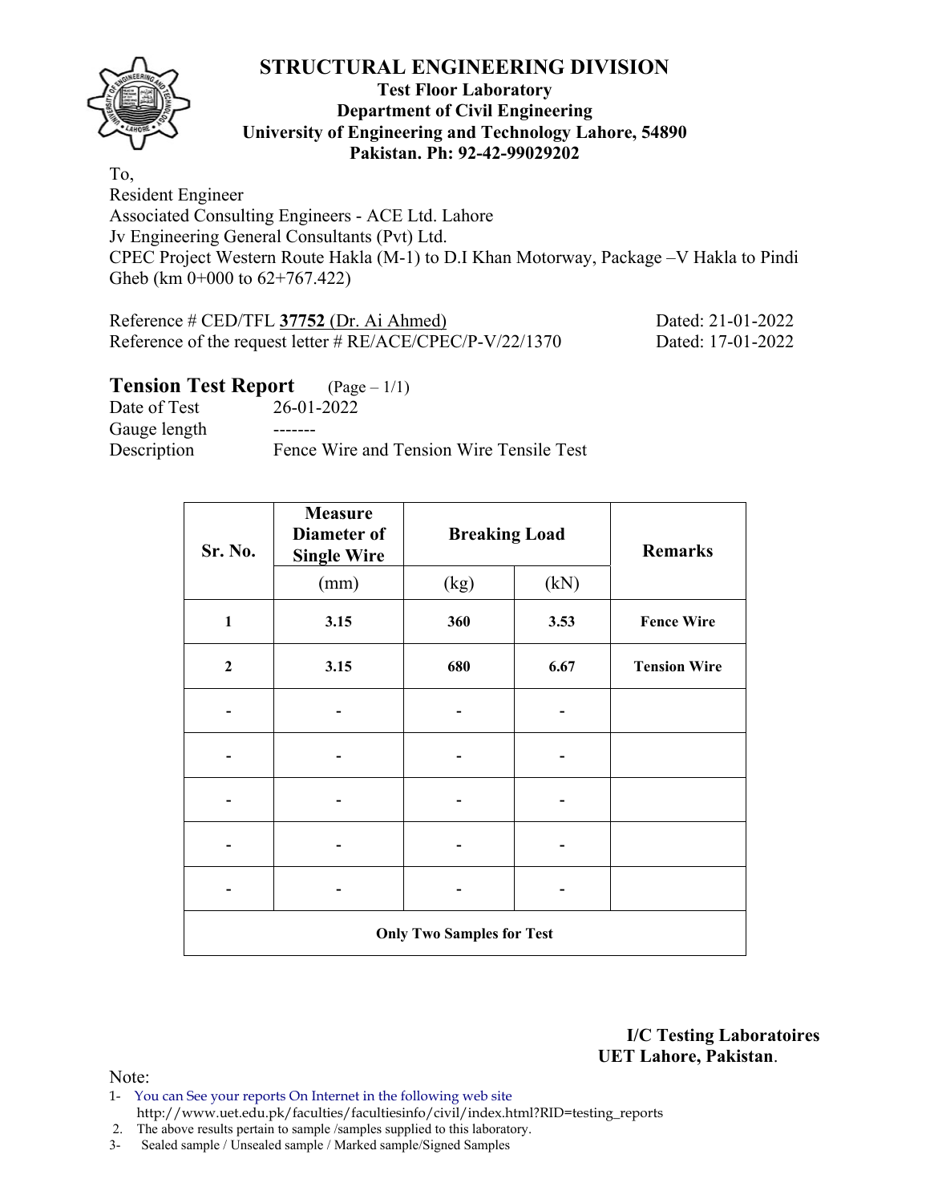# STRUCTURAL ENGINEERING DIVISION

**Test Floor Laboratory**
**Department of Civil Engineering**
**University of Engineering and Technology Lahore, 54890**
**Pakistan. Ph: 92-42-99029202**

To,
Resident Engineer
Associated Consulting Engineers - ACE Ltd. Lahore
Jv Engineering General Consultants (Pvt) Ltd.
CPEC Project Western Route Hakla (M-1) to D.I Khan Motorway, Package –V Hakla to Pindi Gheb (km 0+000 to 62+767.422)

Reference # CED/TFL **37752** (Dr. Ai Ahmed) Dated: 21-01-2022
Reference of the request letter # RE/ACE/CPEC/P-V/22/1370 Dated: 17-01-2022

## Tension Test Report (Page – 1/1)

Date of Test 26-01-2022
Gauge length -------
Description Fence Wire and Tension Wire Tensile Test

| Sr. No. | Measure Diameter of Single Wire | Breaking Load | | Remarks |
|---|---|---|---|---|
| | (mm) | (kg) | (kN) | |
| **1** | **3.15** | **360** | **3.53** | **Fence Wire** |
| **2** | **3.15** | **680** | **6.67** | **Tension Wire** |
| - | - | - | - | |
| - | - | - | - | |
| - | - | - | - | |
| - | - | - | - | |
| - | - | - | - | |
| **Only Two Samples for Test** | | | | |

**I/C Testing Laboratoires**
**UET Lahore, Pakistan**.

Note:
1- You can See your reports On Internet in the following web site
http://www.uet.edu.pk/faculties/facultiesinfo/civil/index.html?RID=testing_reports
2. The above results pertain to sample /samples supplied to this laboratory.
3- Sealed sample / Unsealed sample / Marked sample/Signed Samples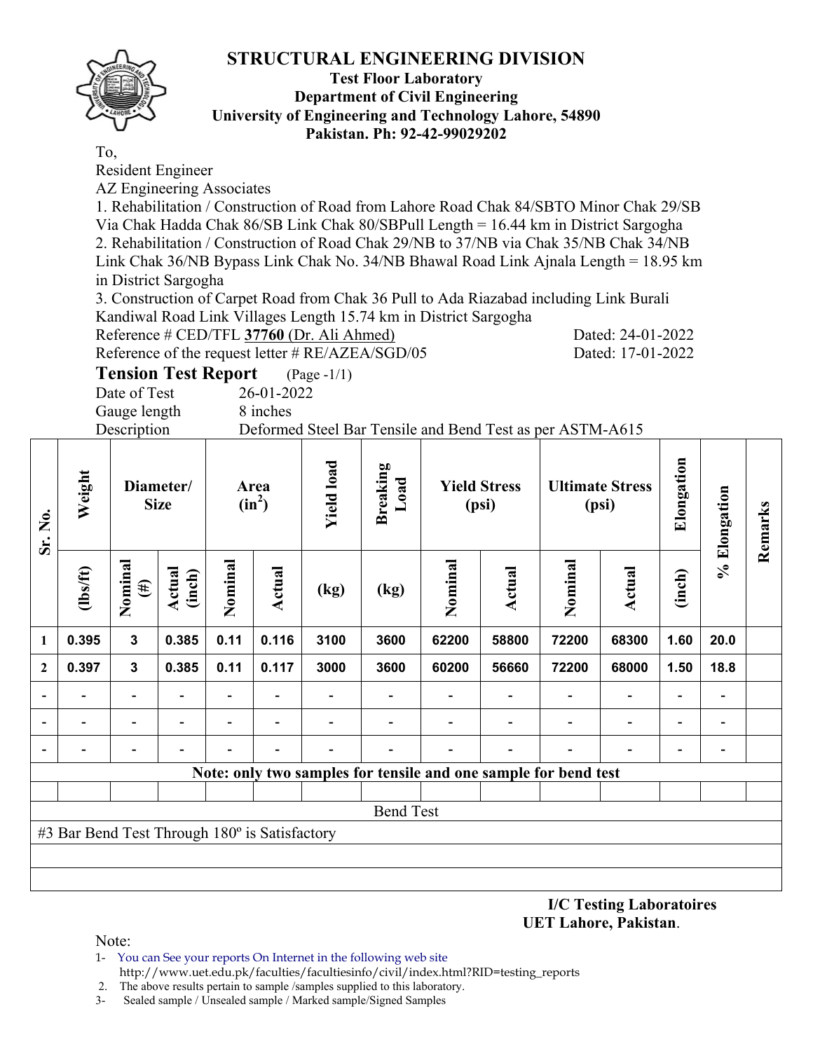# STRUCTURAL ENGINEERING DIVISION

**Test Floor Laboratory**
**Department of Civil Engineering**
**University of Engineering and Technology Lahore, 54890**
**Pakistan. Ph: 92-42-99029202**

To,
Resident Engineer
AZ Engineering Associates
1. Rehabilitation / Construction of Road from Lahore Road Chak 84/SBTO Minor Chak 29/SB Via Chak Hadda Chak 86/SB Link Chak 80/SBPull Length = 16.44 km in District Sargogha
2. Rehabilitation / Construction of Road Chak 29/NB to 37/NB via Chak 35/NB Chak 34/NB Link Chak 36/NB Bypass Link Chak No. 34/NB Bhawal Road Link Ajnala Length = 18.95 km in District Sargogha
3. Construction of Carpet Road from Chak 36 Pull to Ada Riazabad including Link Burali Kandiwal Road Link Villages Length 15.74 km in District Sargogha

Reference # CED/TFL **37760** (Dr. Ali Ahmed) Dated: 24-01-2022
Reference of the request letter # RE/AZEA/SGD/05 Dated: 17-01-2022

## Tension Test Report (Page -1/1)

Date of Test 26-01-2022
Gauge length 8 inches
Description Deformed Steel Bar Tensile and Bend Test as per ASTM-A615

| Sr. No. | Weight | Diameter/ Size | | Area ($in^2$) | | Yield load | Breaking Load | Yield Stress (psi) | | Ultimate Stress (psi) | | Elongation | % Elongation | Remarks |
|---|---|---|---|---|---|---|---|---|---|---|---|---|---|---|
| | (lbs/ft) | Nominal (#) | Actual (inch) | Nominal | Actual | (kg) | (kg) | Nominal | Actual | Nominal | Actual | (inch) | | |
| 1 | 0.395 | 3 | 0.385 | 0.11 | 0.116 | 3100 | 3600 | 62200 | 58800 | 72200 | 68300 | 1.60 | 20.0 | |
| 2 | 0.397 | 3 | 0.385 | 0.11 | 0.117 | 3000 | 3600 | 60200 | 56660 | 72200 | 68000 | 1.50 | 18.8 | |
| - | - | - | - | - | - | - | - | - | - | - | - | - | - | |
| - | - | - | - | - | - | - | - | - | - | - | - | - | - | |
| - | - | - | - | - | - | - | - | - | - | - | - | - | - | |

**Note: only two samples for tensile and one sample for bend test**

Bend Test

#3 Bar Bend Test Through 180º is Satisfactory

**I/C Testing Laboratoires**
**UET Lahore, Pakistan**.

Note:
1- You can See your reports On Internet in the following web site
http://www.uet.edu.pk/faculties/facultiesinfo/civil/index.html?RID=testing_reports
2. The above results pertain to sample /samples supplied to this laboratory.
3- Sealed sample / Unsealed sample / Marked sample/Signed Samples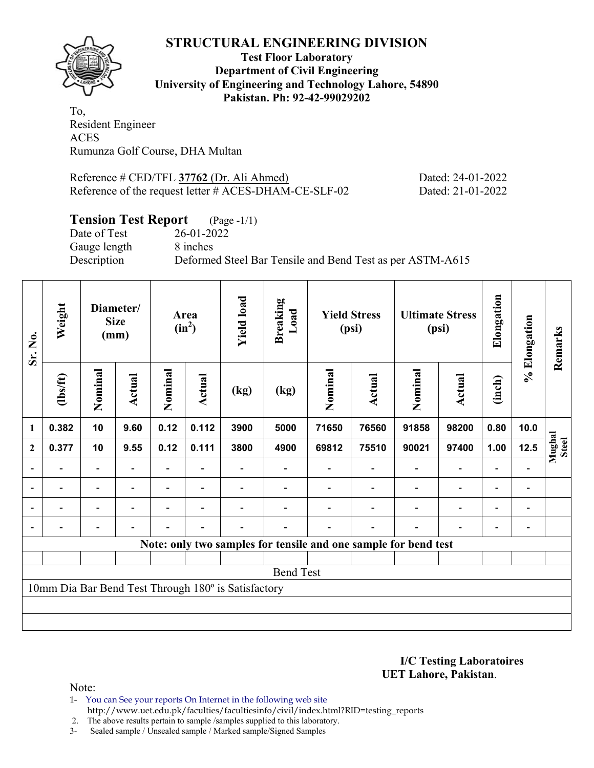# STRUCTURAL ENGINEERING DIVISION

**Test Floor Laboratory**
**Department of Civil Engineering**
**University of Engineering and Technology Lahore, 54890**
**Pakistan. Ph: 92-42-99029202**

To,
Resident Engineer
ACES
Rumunza Golf Course, DHA Multan

Reference # CED/TFL **37762** (Dr. Ali Ahmed) Dated: 24-01-2022
Reference of the request letter # ACES-DHAM-CE-SLF-02 Dated: 21-01-2022

## Tension Test Report (Page -1/1)

Date of Test 26-01-2022
Gauge length 8 inches
Description Deformed Steel Bar Tensile and Bend Test as per ASTM-A615

| Sr. No. | Weight | Diameter/ Size (mm) | | Area ($in^2$) | | Yield load | Breaking Load | Yield Stress (psi) | | Ultimate Stress (psi) | | Elongation | % Elongation | Remarks |
|---|---|---|---|---|---|---|---|---|---|---|---|---|---|---|
| | (lbs/ft) | Nominal | Actual | Nominal | Actual | (kg) | (kg) | Nominal | Actual | Nominal | Actual | (inch) | | |
| 1 | 0.382 | 10 | 9.60 | 0.12 | 0.112 | 3900 | 5000 | 71650 | 76560 | 91858 | 98200 | 0.80 | 10.0 | Mughal Steel |
| 2 | 0.377 | 10 | 9.55 | 0.12 | 0.111 | 3800 | 4900 | 69812 | 75510 | 90021 | 97400 | 1.00 | 12.5 | |
| - | - | - | - | - | - | - | - | - | - | - | - | - | - | |
| - | - | - | - | - | - | - | - | - | - | - | - | - | - | |
| - | - | - | - | - | - | - | - | - | - | - | - | - | - | |
| - | - | - | - | - | - | - | - | - | - | - | - | - | - | |

**Note: only two samples for tensile and one sample for bend test**

Bend Test

10mm Dia Bar Bend Test Through 180º is Satisfactory

**I/C Testing Laboratoires**
**UET Lahore, Pakistan**.

Note:
1- You can See your reports On Internet in the following web site
http://www.uet.edu.pk/faculties/facultiesinfo/civil/index.html?RID=testing_reports
2. The above results pertain to sample /samples supplied to this laboratory.
3- Sealed sample / Unsealed sample / Marked sample/Signed Samples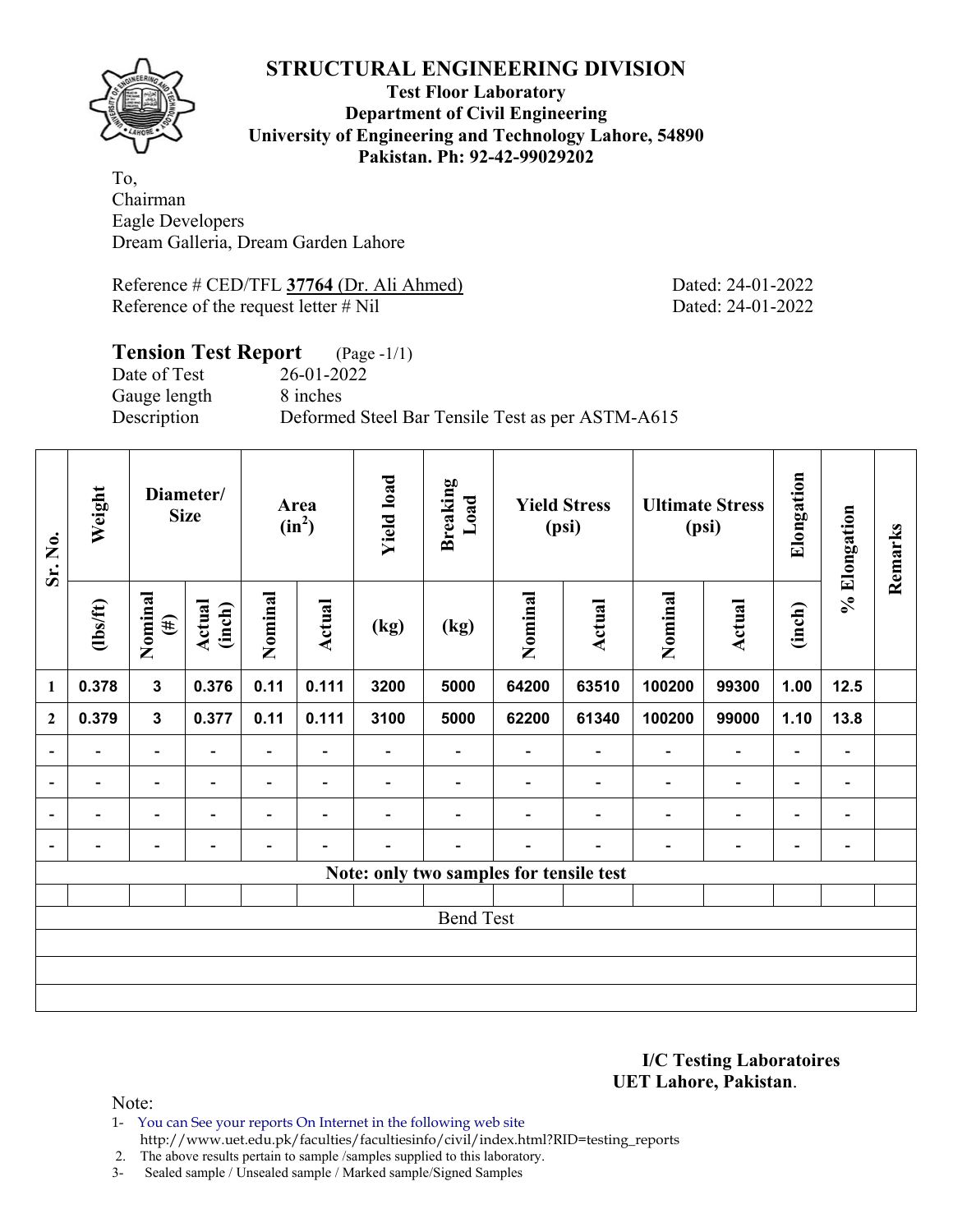# STRUCTURAL ENGINEERING DIVISION

**Test Floor Laboratory**
**Department of Civil Engineering**
**University of Engineering and Technology Lahore, 54890**
**Pakistan. Ph: 92-42-99029202**

To,
Chairman
Eagle Developers
Dream Galleria, Dream Garden Lahore

Reference # CED/TFL **37764** (Dr. Ali Ahmed) Dated: 24-01-2022
Reference of the request letter # Nil Dated: 24-01-2022

## Tension Test Report (Page -1/1)

Date of Test 26-01-2022
Gauge length 8 inches
Description Deformed Steel Bar Tensile Test as per ASTM-A615

| Sr. No. | Weight | Diameter/ Size | | Area ($in^2$) | | Yield load | Breaking Load | Yield Stress (psi) | | Ultimate Stress (psi) | | Elongation | % Elongation | Remarks |
|---|---|---|---|---|---|---|---|---|---|---|---|---|---|---|
| | (lbs/ft) | Nominal (#) | Actual (inch) | Nominal | Actual | (kg) | (kg) | Nominal | Actual | Nominal | Actual | (inch) | | |
| 1 | 0.378 | 3 | 0.376 | 0.11 | 0.111 | 3200 | 5000 | 64200 | 63510 | 100200 | 99300 | 1.00 | 12.5 | |
| 2 | 0.379 | 3 | 0.377 | 0.11 | 0.111 | 3100 | 5000 | 62200 | 61340 | 100200 | 99000 | 1.10 | 13.8 | |
| - | - | - | - | - | - | - | - | - | - | - | - | - | - | |
| - | - | - | - | - | - | - | - | - | - | - | - | - | - | |
| - | - | - | - | - | - | - | - | - | - | - | - | - | - | |
| - | - | - | - | - | - | - | - | - | - | - | - | - | - | |
| **Note: only two samples for tensile test** | | | | | | | | | | | | | | |
| | | | | | | | | | | | | | | |
| Bend Test | | | | | | | | | | | | | | |
| | | | | | | | | | | | | | | |
| | | | | | | | | | | | | | | |
| | | | | | | | | | | | | | | |

**I/C Testing Laboratoires**
**UET Lahore, Pakistan**.

Note:

1- You can See your reports On Internet in the following web site
http://www.uet.edu.pk/faculties/facultiesinfo/civil/index.html?RID=testing_reports
2. The above results pertain to sample /samples supplied to this laboratory.
3- Sealed sample / Unsealed sample / Marked sample/Signed Samples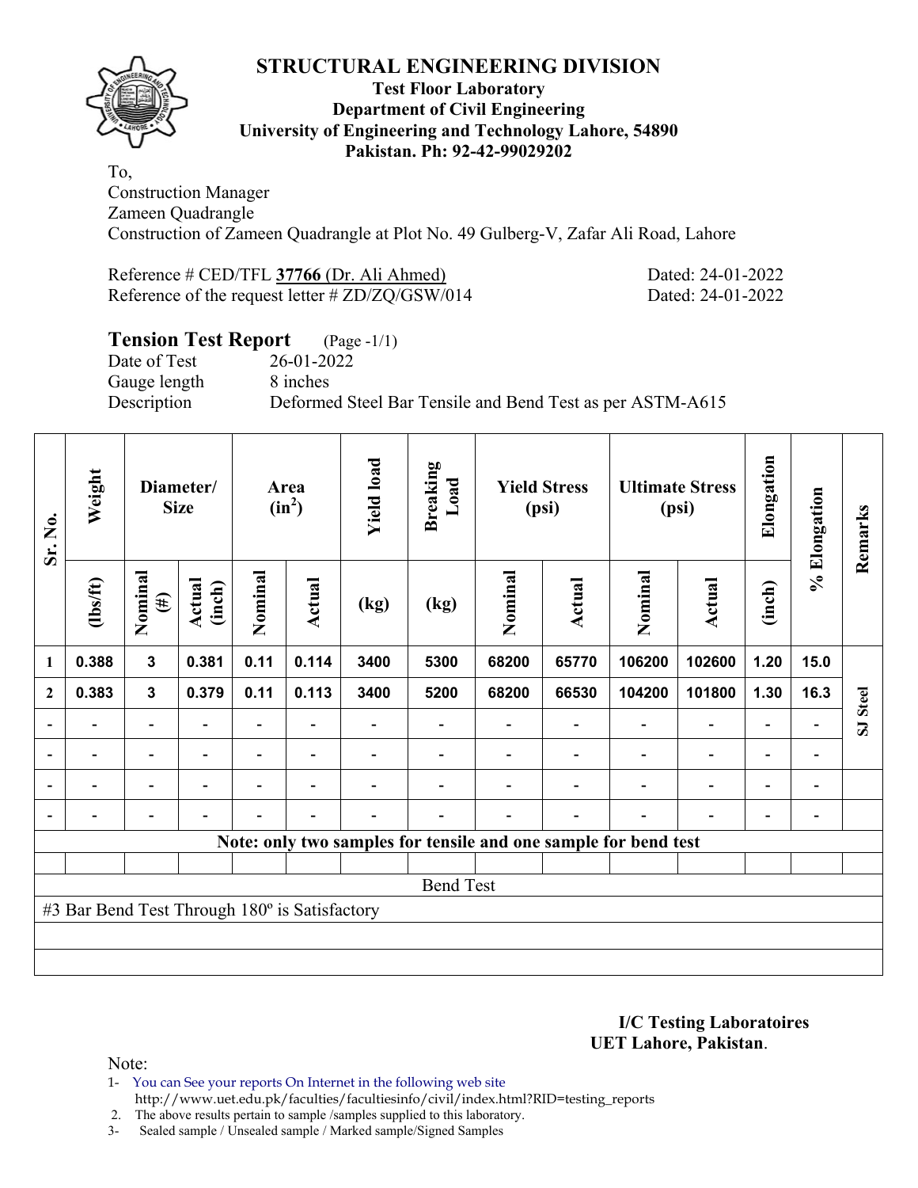# STRUCTURAL ENGINEERING DIVISION

**Test Floor Laboratory**
**Department of Civil Engineering**
**University of Engineering and Technology Lahore, 54890**
**Pakistan. Ph: 92-42-99029202**

To,
Construction Manager
Zameen Quadrangle
Construction of Zameen Quadrangle at Plot No. 49 Gulberg-V, Zafar Ali Road, Lahore

Reference # CED/TFL **37766** (Dr. Ali Ahmed) Dated: 24-01-2022
Reference of the request letter # ZD/ZQ/GSW/014 Dated: 24-01-2022

**Tension Test Report** (Page -1/1)
Date of Test 26-01-2022
Gauge length 8 inches
Description Deformed Steel Bar Tensile and Bend Test as per ASTM-A615

| Sr. No. | Weight | Diameter/ Size | | Area ($in^2$) | | Yield load | Breaking Load | Yield Stress (psi) | | Ultimate Stress (psi) | | Elongation | % Elongation | Remarks |
|---|---|---|---|---|---|---|---|---|---|---|---|---|---|---|
| | (lbs/ft) | Nominal (#) | Actual (inch) | Nominal | Actual | (kg) | (kg) | Nominal | Actual | Nominal | Actual | (inch) | | |
| 1 | 0.388 | 3 | 0.381 | 0.11 | 0.114 | 3400 | 5300 | 68200 | 65770 | 106200 | 102600 | 1.20 | 15.0 | SJ Steel |
| 2 | 0.383 | 3 | 0.379 | 0.11 | 0.113 | 3400 | 5200 | 68200 | 66530 | 104200 | 101800 | 1.30 | 16.3 | |
| - | - | - | - | - | - | - | - | - | - | - | - | - | - | |
| - | - | - | - | - | - | - | - | - | - | - | - | - | - | |
| - | - | - | - | - | - | - | - | - | - | - | - | - | - | |
| - | - | - | - | - | - | - | - | - | - | - | - | - | - | |
| Note: only two samples for tensile and one sample for bend test | | | | | | | | | | | | | | |
| Bend Test | | | | | | | | | | | | | | |
| #3 Bar Bend Test Through 180º is Satisfactory | | | | | | | | | | | | | | |

**I/C Testing Laboratoires**
**UET Lahore, Pakistan**.

Note:
1- You can See your reports On Internet in the following web site
http://www.uet.edu.pk/faculties/facultiesinfo/civil/index.html?RID=testing_reports
2. The above results pertain to sample /samples supplied to this laboratory.
3- Sealed sample / Unsealed sample / Marked sample/Signed Samples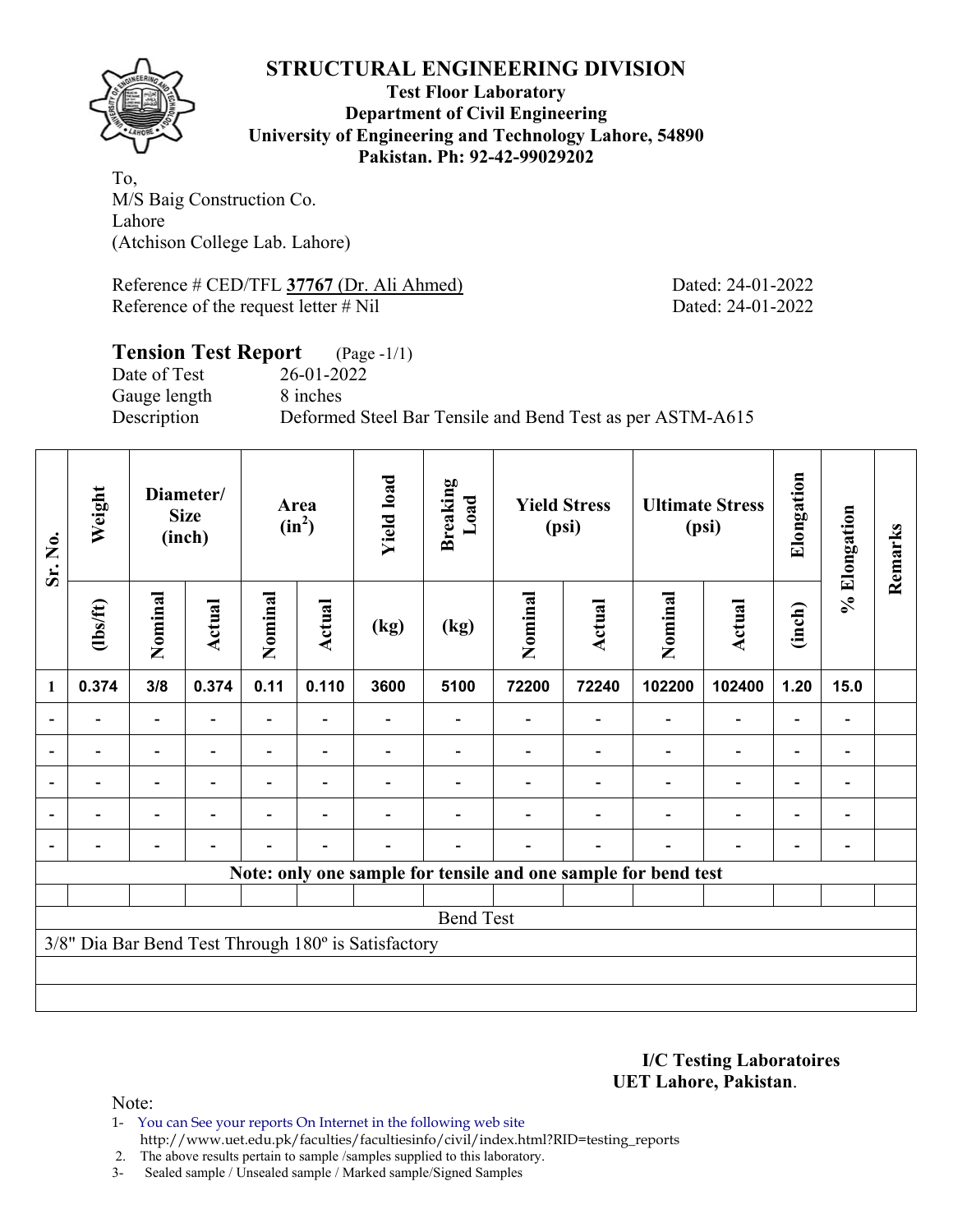# STRUCTURAL ENGINEERING DIVISION

**Test Floor Laboratory**
**Department of Civil Engineering**
**University of Engineering and Technology Lahore, 54890**
**Pakistan. Ph: 92-42-99029202**

To,
M/S Baig Construction Co.
Lahore
(Atchison College Lab. Lahore)

Reference # CED/TFL **37767** (Dr. Ali Ahmed) Dated: 24-01-2022
Reference of the request letter # Nil Dated: 24-01-2022

## Tension Test Report (Page -1/1)

Date of Test 26-01-2022
Gauge length 8 inches
Description Deformed Steel Bar Tensile and Bend Test as per ASTM-A615

| Sr. No. | Weight | Diameter/ Size (inch) | | Area ($in^2$) | | Yield load | Breaking Load | Yield Stress (psi) | | Ultimate Stress (psi) | | Elongation | % Elongation | Remarks |
|---|---|---|---|---|---|---|---|---|---|---|---|---|---|---|
| | (lbs/ft) | Nominal | Actual | Nominal | Actual | (kg) | (kg) | Nominal | Actual | Nominal | Actual | (inch) | | |
| 1 | 0.374 | 3/8 | 0.374 | 0.11 | 0.110 | 3600 | 5100 | 72200 | 72240 | 102200 | 102400 | 1.20 | 15.0 | |
| - | - | - | - | - | - | - | - | - | - | - | - | - | - | |
| - | - | - | - | - | - | - | - | - | - | - | - | - | - | |
| - | - | - | - | - | - | - | - | - | - | - | - | - | - | |
| - | - | - | - | - | - | - | - | - | - | - | - | - | - | |
| - | - | - | - | - | - | - | - | - | - | - | - | - | - | |
| **Note: only one sample for tensile and one sample for bend test** | | | | | | | | | | | | | | |
| | | | | | | | | | | | | | | |
| Bend Test | | | | | | | | | | | | | | |
| 3/8" Dia Bar Bend Test Through 180º is Satisfactory | | | | | | | | | | | | | | |

**I/C Testing Laboratoires**
**UET Lahore, Pakistan**.

Note:

1- You can See your reports On Internet in the following web site
http://www.uet.edu.pk/faculties/facultiesinfo/civil/index.html?RID=testing_reports
2. The above results pertain to sample /samples supplied to this laboratory.
3- Sealed sample / Unsealed sample / Marked sample/Signed Samples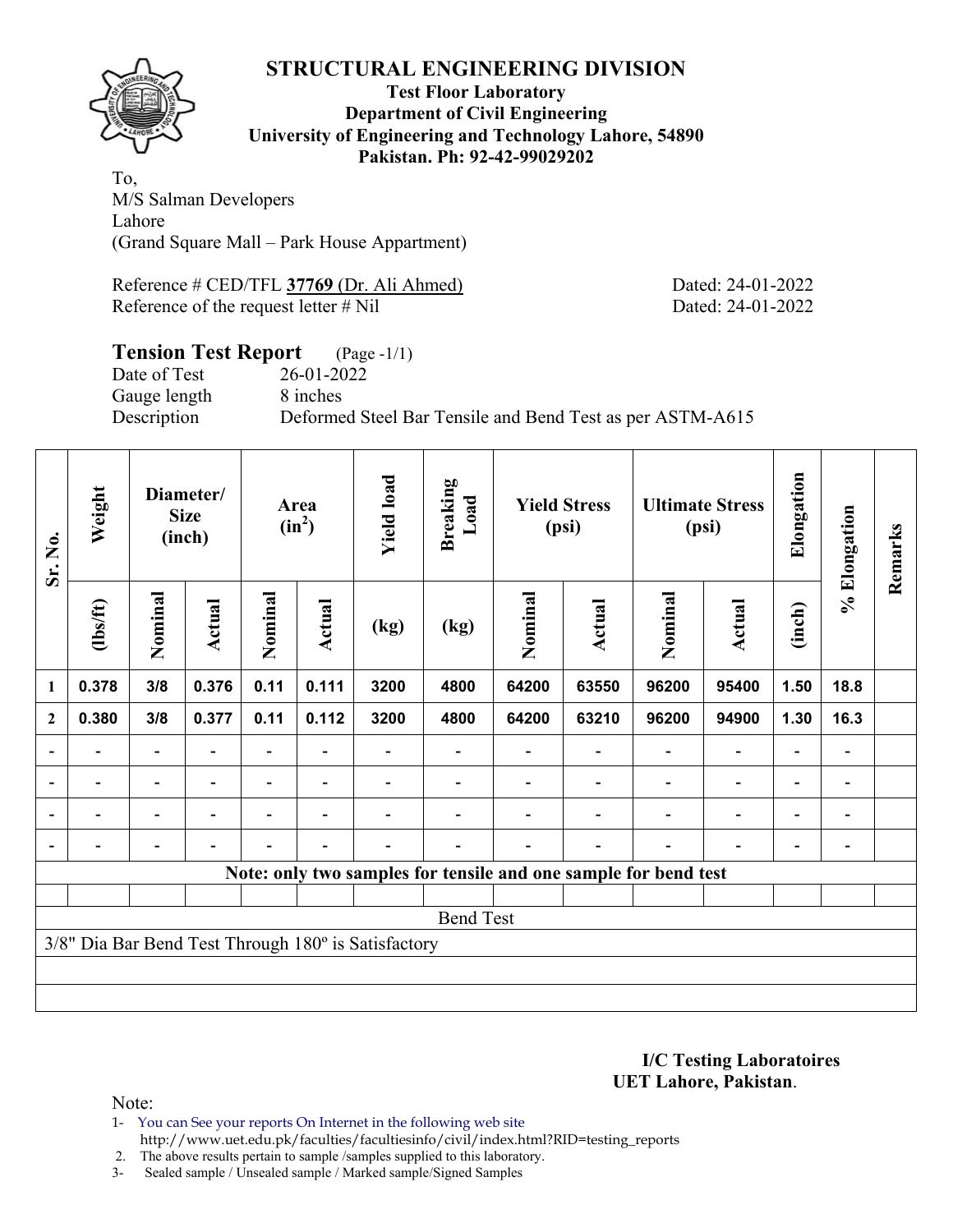# STRUCTURAL ENGINEERING DIVISION

**Test Floor Laboratory**
**Department of Civil Engineering**
**University of Engineering and Technology Lahore, 54890**
**Pakistan. Ph: 92-42-99029202**

To,
M/S Salman Developers
Lahore
(Grand Square Mall – Park House Appartment)

Reference # CED/TFL **37769** (Dr. Ali Ahmed) Dated: 24-01-2022
Reference of the request letter # Nil Dated: 24-01-2022

## Tension Test Report (Page -1/1)

Date of Test 26-01-2022
Gauge length 8 inches
Description Deformed Steel Bar Tensile and Bend Test as per ASTM-A615

| Sr. No. | Weight | Diameter/ Size (inch) | | Area ($in^2$) | | Yield load | Breaking Load | Yield Stress (psi) | | Ultimate Stress (psi) | | Elongation | % Elongation | Remarks |
|---|---|---|---|---|---|---|---|---|---|---|---|---|---|---|
| | (lbs/ft) | Nominal | Actual | Nominal | Actual | (kg) | (kg) | Nominal | Actual | Nominal | Actual | (inch) | | |
| 1 | 0.378 | 3/8 | 0.376 | 0.11 | 0.111 | 3200 | 4800 | 64200 | 63550 | 96200 | 95400 | 1.50 | 18.8 | |
| 2 | 0.380 | 3/8 | 0.377 | 0.11 | 0.112 | 3200 | 4800 | 64200 | 63210 | 96200 | 94900 | 1.30 | 16.3 | |
| - | - | - | - | - | - | - | - | - | - | - | - | - | - | |
| - | - | - | - | - | - | - | - | - | - | - | - | - | - | |
| - | - | - | - | - | - | - | - | - | - | - | - | - | - | |
| - | - | - | - | - | - | - | - | - | - | - | - | - | - | |

**Note: only two samples for tensile and one sample for bend test**

Bend Test

3/8" Dia Bar Bend Test Through 180º is Satisfactory

**I/C Testing Laboratoires**
**UET Lahore, Pakistan**.

Note:
1- You can See your reports On Internet in the following web site
http://www.uet.edu.pk/faculties/facultiesinfo/civil/index.html?RID=testing_reports
2. The above results pertain to sample /samples supplied to this laboratory.
3- Sealed sample / Unsealed sample / Marked sample/Signed Samples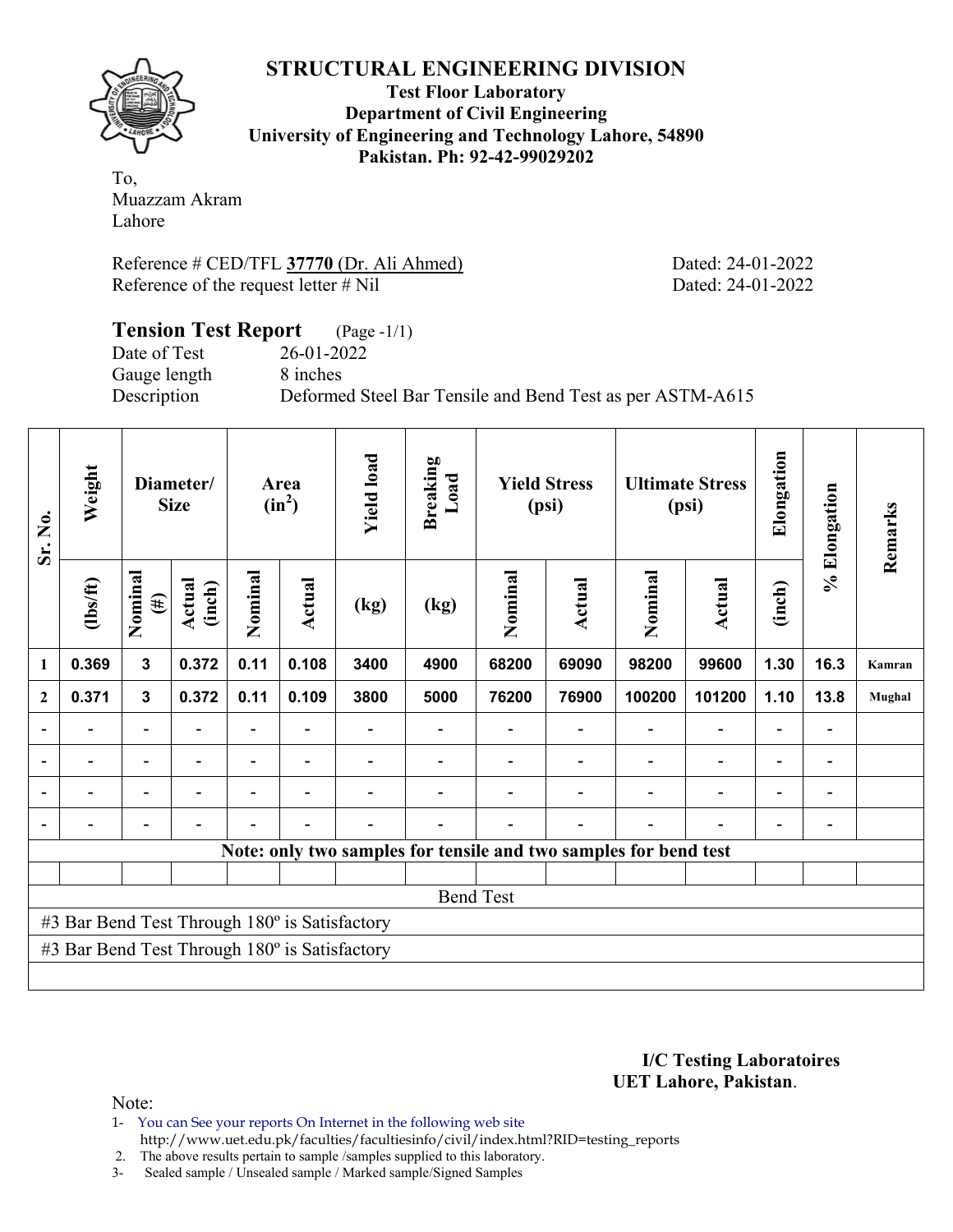# STRUCTURAL ENGINEERING DIVISION

**Test Floor Laboratory**
**Department of Civil Engineering**
**University of Engineering and Technology Lahore, 54890**
**Pakistan. Ph: 92-42-99029202**

To,
Muazzam Akram
Lahore

Reference # CED/TFL **37770** (Dr. Ali Ahmed) Dated: 24-01-2022
Reference of the request letter # Nil Dated: 24-01-2022

## Tension Test Report (Page -1/1)

Date of Test 26-01-2022
Gauge length 8 inches
Description Deformed Steel Bar Tensile and Bend Test as per ASTM-A615

| Sr. No. | Weight | Diameter/ Size | | Area ($in^2$) | | Yield load | Breaking Load | Yield Stress (psi) | | Ultimate Stress (psi) | | Elongation | % Elongation | Remarks |
|---|---|---|---|---|---|---|---|---|---|---|---|---|---|---|
| | (lbs/ft) | Nominal (#) | Actual (inch) | Nominal | Actual | (kg) | (kg) | Nominal | Actual | Nominal | Actual | (inch) | | |
| 1 | 0.369 | 3 | 0.372 | 0.11 | 0.108 | 3400 | 4900 | 68200 | 69090 | 98200 | 99600 | 1.30 | 16.3 | Kamran |
| 2 | 0.371 | 3 | 0.372 | 0.11 | 0.109 | 3800 | 5000 | 76200 | 76900 | 100200 | 101200 | 1.10 | 13.8 | Mughal |
| - | - | - | - | - | - | - | - | - | - | - | - | - | - | |
| - | - | - | - | - | - | - | - | - | - | - | - | - | - | |
| - | - | - | - | - | - | - | - | - | - | - | - | - | - | |
| - | - | - | - | - | - | - | - | - | - | - | - | - | - | |

**Note: only two samples for tensile and two samples for bend test**

Bend Test

#3 Bar Bend Test Through 180º is Satisfactory

#3 Bar Bend Test Through 180º is Satisfactory

**I/C Testing Laboratoires**
**UET Lahore, Pakistan**.

Note:

1- You can See your reports On Internet in the following web site
http://www.uet.edu.pk/faculties/facultiesinfo/civil/index.html?RID=testing_reports
2. The above results pertain to sample /samples supplied to this laboratory.
3- Sealed sample / Unsealed sample / Marked sample/Signed Samples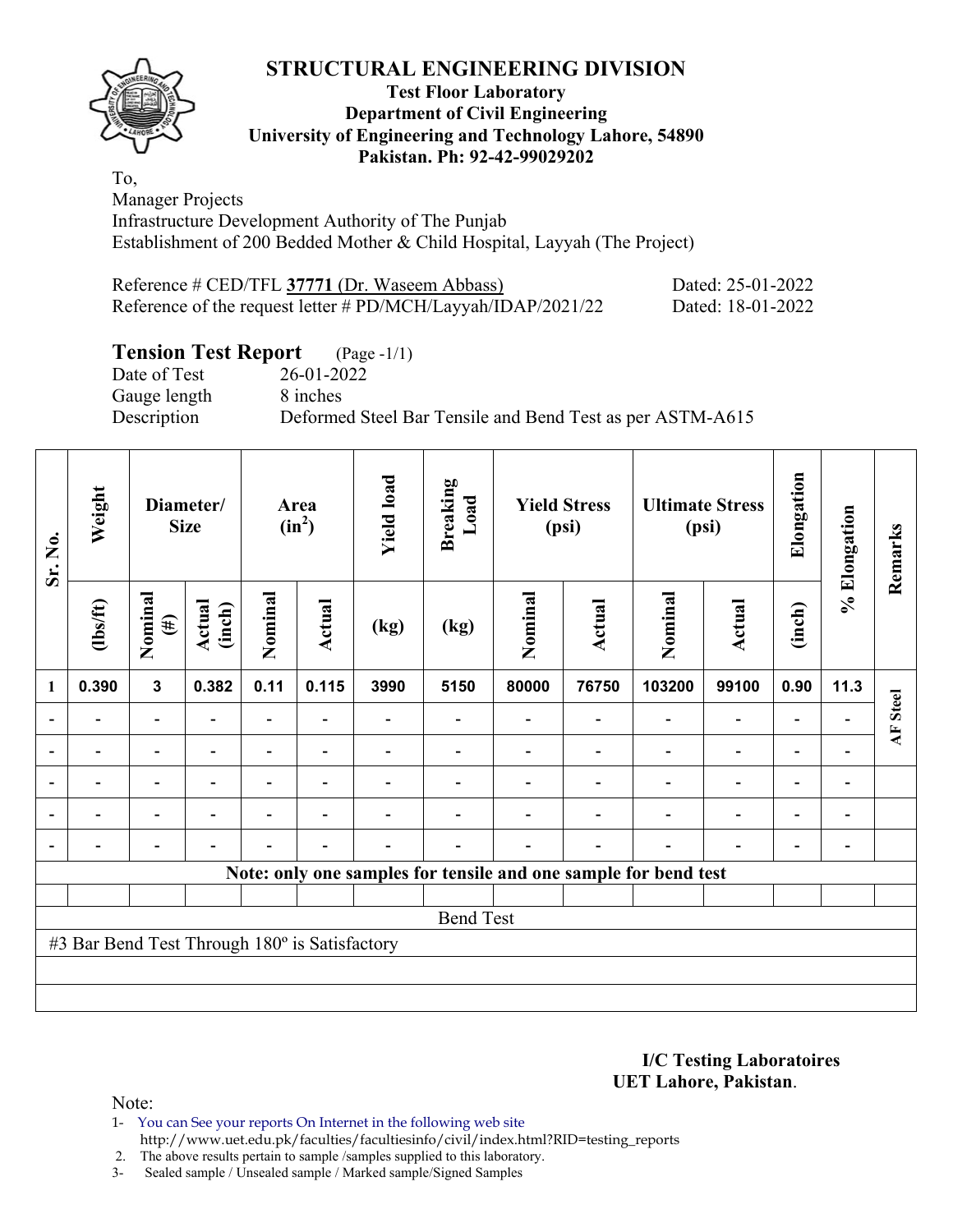# STRUCTURAL ENGINEERING DIVISION

**Test Floor Laboratory**
**Department of Civil Engineering**
**University of Engineering and Technology Lahore, 54890**
**Pakistan. Ph: 92-42-99029202**

To,
Manager Projects
Infrastructure Development Authority of The Punjab
Establishment of 200 Bedded Mother & Child Hospital, Layyah (The Project)

Reference # CED/TFL **37771** (Dr. Waseem Abbass) Dated: 25-01-2022
Reference of the request letter # PD/MCH/Layyah/IDAP/2021/22 Dated: 18-01-2022

## Tension Test Report (Page -1/1)

Date of Test 26-01-2022
Gauge length 8 inches
Description Deformed Steel Bar Tensile and Bend Test as per ASTM-A615

| Sr. No. | Weight | Diameter/ Size | | Area ($in^2$) | | Yield load | Breaking Load | Yield Stress (psi) | | Ultimate Stress (psi) | | Elongation | % Elongation | Remarks |
|---|---|---|---|---|---|---|---|---|---|---|---|---|---|---|
| | (lbs/ft) | Nominal (#) | Actual (inch) | Nominal | Actual | (kg) | (kg) | Nominal | Actual | Nominal | Actual | (inch) | | |
| 1 | 0.390 | 3 | 0.382 | 0.11 | 0.115 | 3990 | 5150 | 80000 | 76750 | 103200 | 99100 | 0.90 | 11.3 | AF Steel |
| - | - | - | - | - | - | - | - | - | - | - | - | - | - | |
| - | - | - | - | - | - | - | - | - | - | - | - | - | - | |
| - | - | - | - | - | - | - | - | - | - | - | - | - | - | |
| - | - | - | - | - | - | - | - | - | - | - | - | - | - | |
| - | - | - | - | - | - | - | - | - | - | - | - | - | - | |
| **Note: only one samples for tensile and one sample for bend test** | | | | | | | | | | | | | | |
| | | | | | | | | | | | | | | |
| Bend Test | | | | | | | | | | | | | | |
| #3 Bar Bend Test Through 180º is Satisfactory | | | | | | | | | | | | | | |

**I/C Testing Laboratoires**
**UET Lahore, Pakistan**.

Note:
1- You can See your reports On Internet in the following web site
http://www.uet.edu.pk/faculties/facultiesinfo/civil/index.html?RID=testing_reports
2. The above results pertain to sample /samples supplied to this laboratory.
3- Sealed sample / Unsealed sample / Marked sample/Signed Samples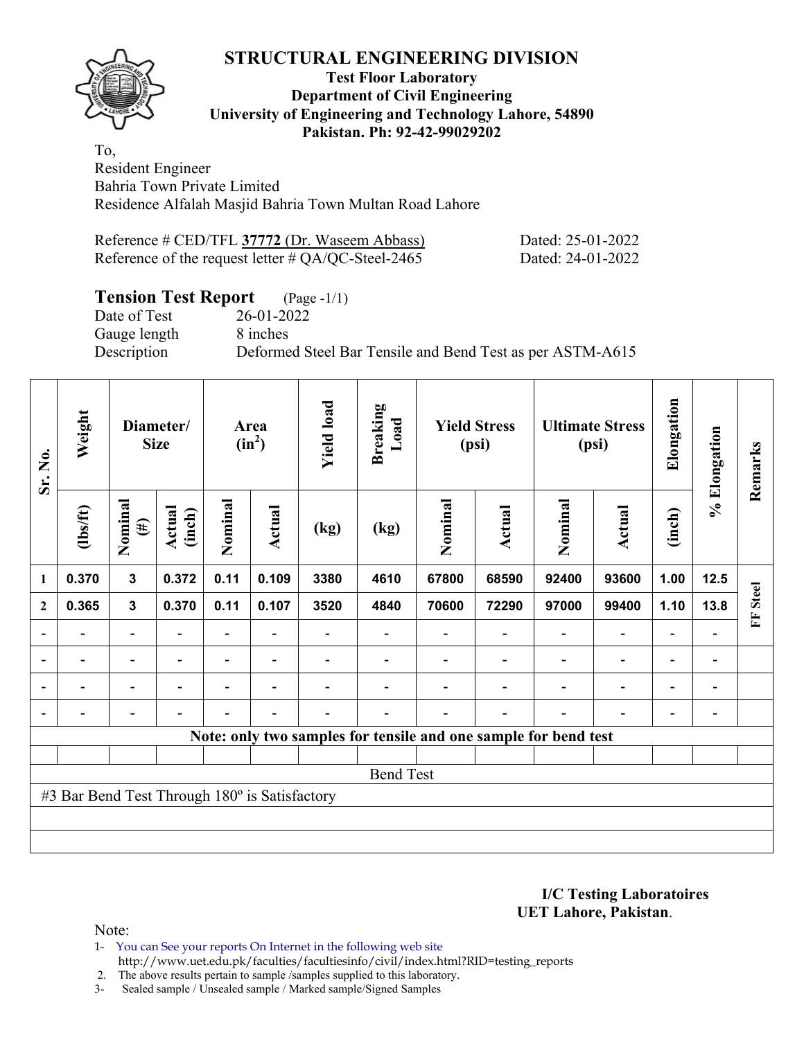# STRUCTURAL ENGINEERING DIVISION

**Test Floor Laboratory**
**Department of Civil Engineering**
**University of Engineering and Technology Lahore, 54890**
**Pakistan. Ph: 92-42-99029202**

To,
Resident Engineer
Bahria Town Private Limited
Residence Alfalah Masjid Bahria Town Multan Road Lahore

Reference # CED/TFL **37772** (Dr. Waseem Abbass) Dated: 25-01-2022
Reference of the request letter # QA/QC-Steel-2465 Dated: 24-01-2022

## Tension Test Report (Page -1/1)

Date of Test 26-01-2022
Gauge length 8 inches
Description Deformed Steel Bar Tensile and Bend Test as per ASTM-A615

| Sr. No. | Weight | Diameter/ Size | | Area ($in^2$) | | Yield load | Breaking Load | Yield Stress (psi) | | Ultimate Stress (psi) | | Elongation | % Elongation | Remarks |
|---|---|---|---|---|---|---|---|---|---|---|---|---|---|---|
| | (lbs/ft) | Nominal (#) | Actual (inch) | Nominal | Actual | (kg) | (kg) | Nominal | Actual | Nominal | Actual | (inch) | | |
| 1 | 0.370 | 3 | 0.372 | 0.11 | 0.109 | 3380 | 4610 | 67800 | 68590 | 92400 | 93600 | 1.00 | 12.5 | FF Steel |
| 2 | 0.365 | 3 | 0.370 | 0.11 | 0.107 | 3520 | 4840 | 70600 | 72290 | 97000 | 99400 | 1.10 | 13.8 | |
| - | - | - | - | - | - | - | - | - | - | - | - | - | - | |
| - | - | - | - | - | - | - | - | - | - | - | - | - | - | |
| - | - | - | - | - | - | - | - | - | - | - | - | - | - | |
| - | - | - | - | - | - | - | - | - | - | - | - | - | - | |
| Note: only two samples for tensile and one sample for bend test | | | | | | | | | | | | | | |
| Bend Test | | | | | | | | | | | | | | |
| #3 Bar Bend Test Through 180º is Satisfactory | | | | | | | | | | | | | | |

**I/C Testing Laboratoires**
**UET Lahore, Pakistan**.

Note:
1- You can See your reports On Internet in the following web site
 http://www.uet.edu.pk/faculties/facultiesinfo/civil/index.html?RID=testing_reports
2. The above results pertain to sample /samples supplied to this laboratory.
3- Sealed sample / Unsealed sample / Marked sample/Signed Samples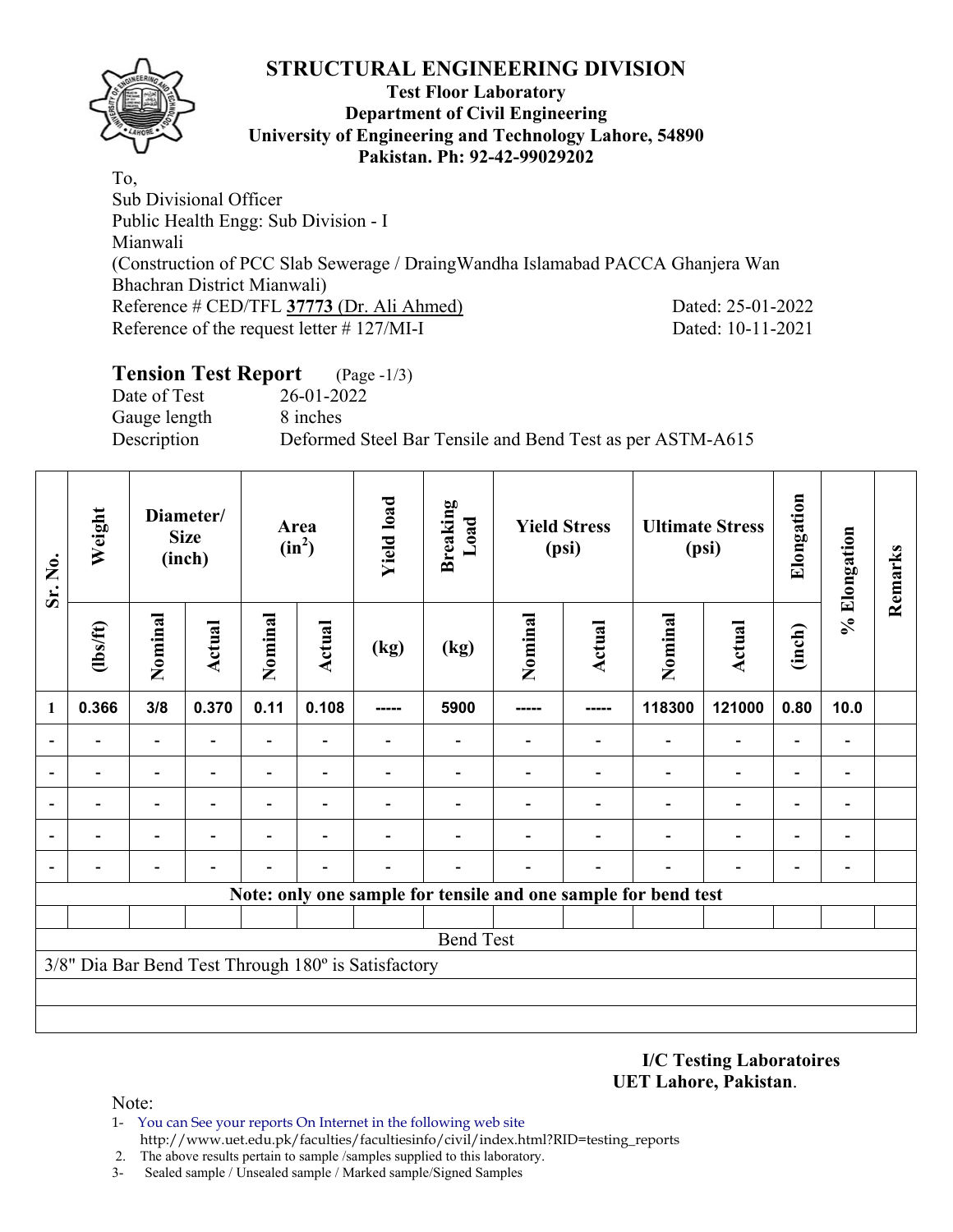# STRUCTURAL ENGINEERING DIVISION

**Test Floor Laboratory**
**Department of Civil Engineering**
**University of Engineering and Technology Lahore, 54890**
**Pakistan. Ph: 92-42-99029202**

To,
Sub Divisional Officer
Public Health Engg: Sub Division - I
Mianwali
(Construction of PCC Slab Sewerage / DraingWandha Islamabad PACCA Ghanjera Wan Bhachran District Mianwali)
Reference # CED/TFL **37773** (Dr. Ali Ahmed) Dated: 25-01-2022
Reference of the request letter # 127/MI-I Dated: 10-11-2021

## Tension Test Report (Page -1/3)

Date of Test 26-01-2022
Gauge length 8 inches
Description Deformed Steel Bar Tensile and Bend Test as per ASTM-A615

| Sr. No. | Weight | Diameter/ Size (inch) | | Area ($in^2$) | | Yield load | Breaking Load | Yield Stress (psi) | | Ultimate Stress (psi) | | Elongation | % Elongation | Remarks |
|---|---|---|---|---|---|---|---|---|---|---|---|---|---|---|
| | (lbs/ft) | Nominal | Actual | Nominal | Actual | (kg) | (kg) | Nominal | Actual | Nominal | Actual | (inch) | | |
| 1 | 0.366 | 3/8 | 0.370 | 0.11 | 0.108 | ----- | 5900 | ----- | ----- | 118300 | 121000 | 0.80 | 10.0 | |
| - | - | - | - | - | - | - | - | - | - | - | - | - | - | |
| - | - | - | - | - | - | - | - | - | - | - | - | - | - | |
| - | - | - | - | - | - | - | - | - | - | - | - | - | - | |
| - | - | - | - | - | - | - | - | - | - | - | - | - | - | |
| - | - | - | - | - | - | - | - | - | - | - | - | - | - | |
| **Note: only one sample for tensile and one sample for bend test** | | | | | | | | | | | | | | |
| Bend Test | | | | | | | | | | | | | | |
| 3/8" Dia Bar Bend Test Through 180º is Satisfactory | | | | | | | | | | | | | | |

**I/C Testing Laboratoires**
**UET Lahore, Pakistan**.

Note:
1- You can See your reports On Internet in the following web site http://www.uet.edu.pk/faculties/facultiesinfo/civil/index.html?RID=testing_reports
2. The above results pertain to sample /samples supplied to this laboratory.
3- Sealed sample / Unsealed sample / Marked sample/Signed Samples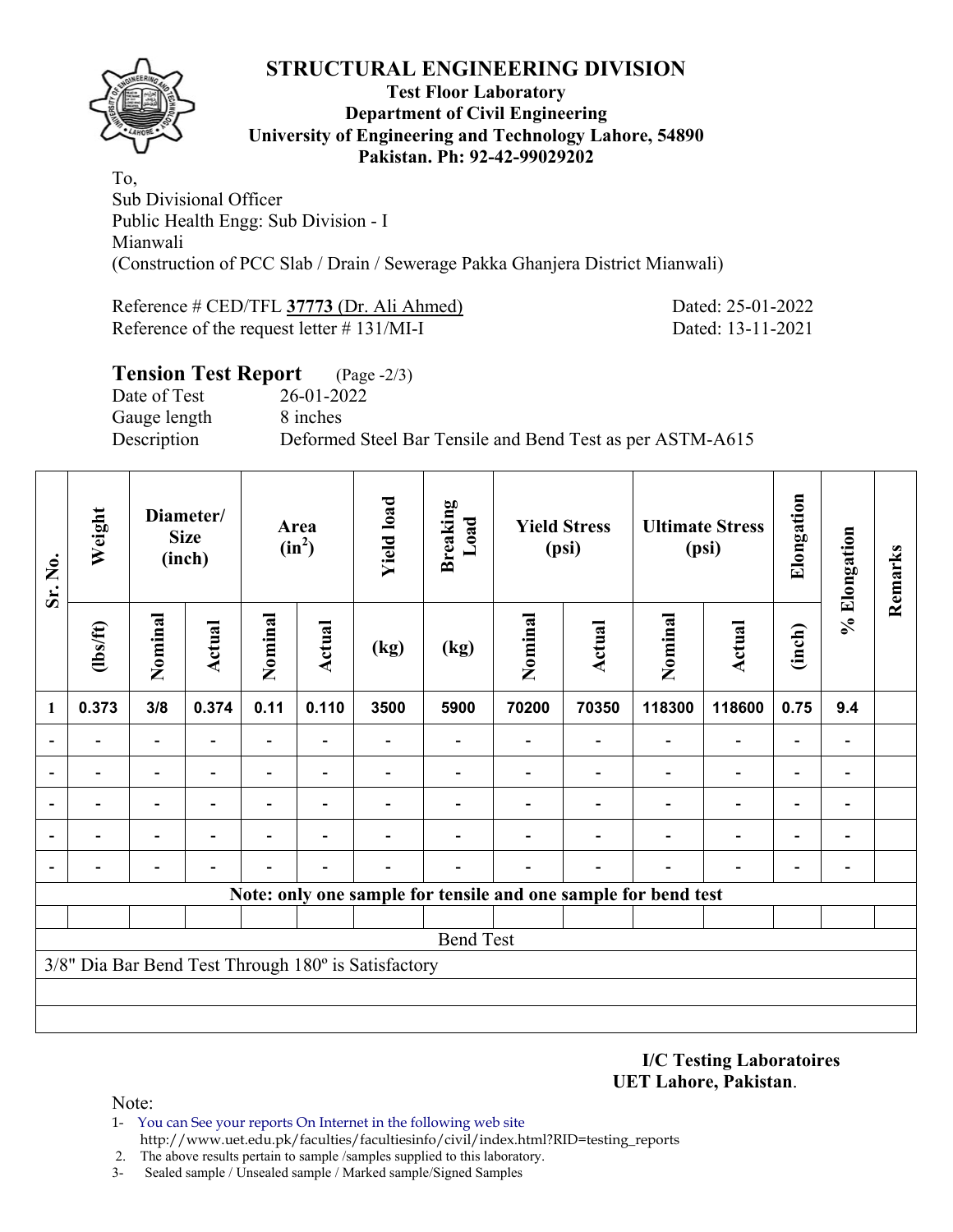# STRUCTURAL ENGINEERING DIVISION

**Test Floor Laboratory**
**Department of Civil Engineering**
**University of Engineering and Technology Lahore, 54890**
**Pakistan. Ph: 92-42-99029202**

To,
Sub Divisional Officer
Public Health Engg: Sub Division - I
Mianwali
(Construction of PCC Slab / Drain / Sewerage Pakka Ghanjera District Mianwali)

Reference # CED/TFL **37773** (Dr. Ali Ahmed) Dated: 25-01-2022
Reference of the request letter # 131/MI-I Dated: 13-11-2021

## Tension Test Report (Page -2/3)

Date of Test 26-01-2022
Gauge length 8 inches
Description Deformed Steel Bar Tensile and Bend Test as per ASTM-A615

| Sr. No. | Weight | Diameter/ Size (inch) | | Area ($in^2$) | | Yield load | Breaking Load | Yield Stress (psi) | | Ultimate Stress (psi) | | Elongation | % Elongation | Remarks |
|---|---|---|---|---|---|---|---|---|---|---|---|---|---|---|
| | (lbs/ft) | Nominal | Actual | Nominal | Actual | (kg) | (kg) | Nominal | Actual | Nominal | Actual | (inch) | | |
| 1 | 0.373 | 3/8 | 0.374 | 0.11 | 0.110 | 3500 | 5900 | 70200 | 70350 | 118300 | 118600 | 0.75 | 9.4 | |
| - | - | - | - | - | - | - | - | - | - | - | - | - | - | |
| - | - | - | - | - | - | - | - | - | - | - | - | - | - | |
| - | - | - | - | - | - | - | - | - | - | - | - | - | - | |
| - | - | - | - | - | - | - | - | - | - | - | - | - | - | |
| - | - | - | - | - | - | - | - | - | - | - | - | - | - | |
| Note: only one sample for tensile and one sample for bend test | | | | | | | | | | | | | | |
| Bend Test | | | | | | | | | | | | | | |
| 3/8" Dia Bar Bend Test Through 180º is Satisfactory | | | | | | | | | | | | | | |

**I/C Testing Laboratoires**
**UET Lahore, Pakistan**.

Note:
1- You can See your reports On Internet in the following web site
http://www.uet.edu.pk/faculties/facultiesinfo/civil/index.html?RID=testing_reports
2. The above results pertain to sample /samples supplied to this laboratory.
3- Sealed sample / Unsealed sample / Marked sample/Signed Samples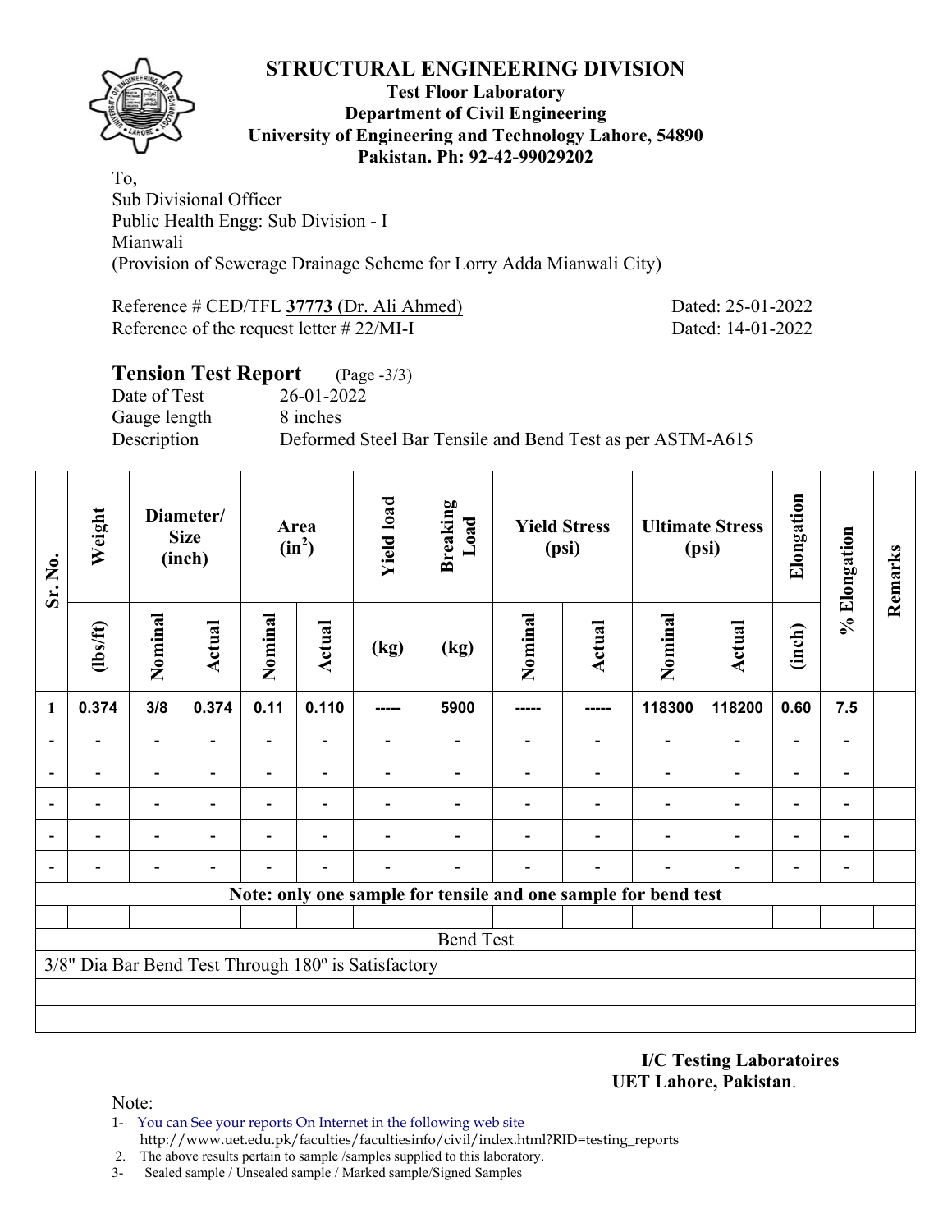# STRUCTURAL ENGINEERING DIVISION

**Test Floor Laboratory**
**Department of Civil Engineering**
**University of Engineering and Technology Lahore, 54890**
**Pakistan. Ph: 92-42-99029202**

To,
Sub Divisional Officer
Public Health Engg: Sub Division - I
Mianwali
(Provision of Sewerage Drainage Scheme for Lorry Adda Mianwali City)

Reference # CED/TFL **37773** (Dr. Ali Ahmed) Dated: 25-01-2022
Reference of the request letter # 22/MI-I Dated: 14-01-2022

## Tension Test Report (Page -3/3)

Date of Test 26-01-2022
Gauge length 8 inches
Description Deformed Steel Bar Tensile and Bend Test as per ASTM-A615

| Sr. No. | Weight | Diameter/ Size (inch) | | Area ($in^2$) | | Yield load | Breaking Load | Yield Stress (psi) | | Ultimate Stress (psi) | | Elongation | % Elongation | Remarks |
|---|---|---|---|---|---|---|---|---|---|---|---|---|---|---|
| | (lbs/ft) | Nominal | Actual | Nominal | Actual | (kg) | (kg) | Nominal | Actual | Nominal | Actual | (inch) | | |
| 1 | 0.374 | 3/8 | 0.374 | 0.11 | 0.110 | ----- | 5900 | ----- | ----- | 118300 | 118200 | 0.60 | 7.5 | |
| - | - | - | - | - | - | - | - | - | - | - | - | - | - | |
| - | - | - | - | - | - | - | - | - | - | - | - | - | - | |
| - | - | - | - | - | - | - | - | - | - | - | - | - | - | |
| - | - | - | - | - | - | - | - | - | - | - | - | - | - | |
| - | - | - | - | - | - | - | - | - | - | - | - | - | - | |
| **Note: only one sample for tensile and one sample for bend test** | | | | | | | | | | | | | | |
| | | | | | | | | | | | | | | |
| Bend Test | | | | | | | | | | | | | | |
| 3/8" Dia Bar Bend Test Through 180º is Satisfactory | | | | | | | | | | | | | | |

**I/C Testing Laboratoires**
**UET Lahore, Pakistan**.

Note:
1- You can See your reports On Internet in the following web site
http://www.uet.edu.pk/faculties/facultiesinfo/civil/index.html?RID=testing_reports
2. The above results pertain to sample /samples supplied to this laboratory.
3- Sealed sample / Unsealed sample / Marked sample/Signed Samples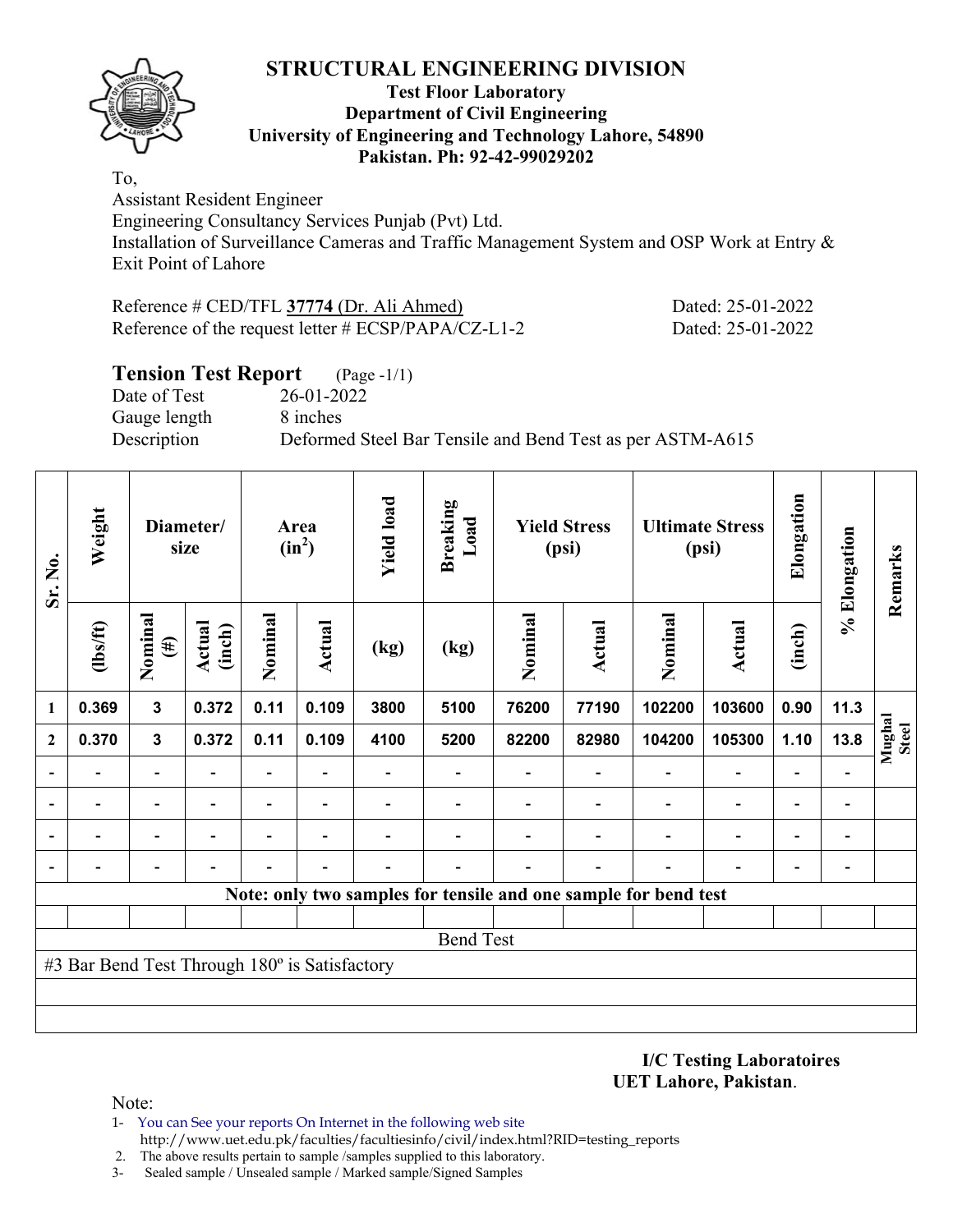# STRUCTURAL ENGINEERING DIVISION

**Test Floor Laboratory**
**Department of Civil Engineering**
**University of Engineering and Technology Lahore, 54890**
**Pakistan. Ph: 92-42-99029202**

To,
Assistant Resident Engineer
Engineering Consultancy Services Punjab (Pvt) Ltd.
Installation of Surveillance Cameras and Traffic Management System and OSP Work at Entry & Exit Point of Lahore

Reference # CED/TFL **37774** (Dr. Ali Ahmed) Dated: 25-01-2022
Reference of the request letter # ECSP/PAPA/CZ-L1-2 Dated: 25-01-2022

## Tension Test Report (Page -1/1)

Date of Test 26-01-2022
Gauge length 8 inches
Description Deformed Steel Bar Tensile and Bend Test as per ASTM-A615

| Sr. No. | Weight | Diameter/ size | | Area ($in^2$) | | Yield load | Breaking Load | Yield Stress (psi) | | Ultimate Stress (psi) | | Elongation | % Elongation | Remarks |
|---|---|---|---|---|---|---|---|---|---|---|---|---|---|---|
| | (lbs/ft) | Nominal (#) | Actual (inch) | Nominal | Actual | (kg) | (kg) | Nominal | Actual | Nominal | Actual | (inch) | | |
| 1 | 0.369 | 3 | 0.372 | 0.11 | 0.109 | 3800 | 5100 | 76200 | 77190 | 102200 | 103600 | 0.90 | 11.3 | Mughal Steel |
| 2 | 0.370 | 3 | 0.372 | 0.11 | 0.109 | 4100 | 5200 | 82200 | 82980 | 104200 | 105300 | 1.10 | 13.8 | |
| - | - | - | - | - | - | - | - | - | - | - | - | - | - | |
| - | - | - | - | - | - | - | - | - | - | - | - | - | - | |
| - | - | - | - | - | - | - | - | - | - | - | - | - | - | |
| - | - | - | - | - | - | - | - | - | - | - | - | - | - | |
| **Note: only two samples for tensile and one sample for bend test** | | | | | | | | | | | | | | |
| Bend Test | | | | | | | | | | | | | | |
| #3 Bar Bend Test Through 180º is Satisfactory | | | | | | | | | | | | | | |

**I/C Testing Laboratoires**
**UET Lahore, Pakistan**.

Note:
1- You can See your reports On Internet in the following web site
http://www.uet.edu.pk/faculties/facultiesinfo/civil/index.html?RID=testing_reports
2. The above results pertain to sample /samples supplied to this laboratory.
3- Sealed sample / Unsealed sample / Marked sample/Signed Samples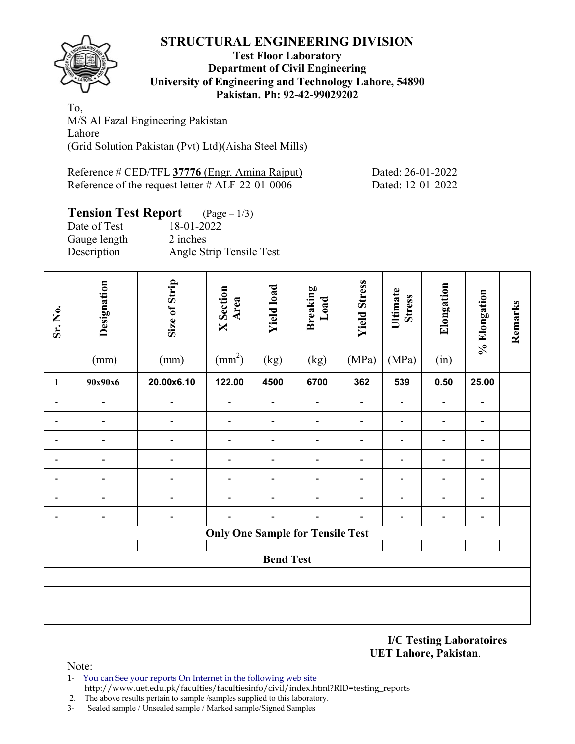# STRUCTURAL ENGINEERING DIVISION

**Test Floor Laboratory**
**Department of Civil Engineering**
**University of Engineering and Technology Lahore, 54890**
**Pakistan. Ph: 92-42-99029202**

To,
M/S Al Fazal Engineering Pakistan
Lahore
(Grid Solution Pakistan (Pvt) Ltd)(Aisha Steel Mills)

Reference # CED/TFL **37776** (Engr. Amina Rajput) Dated: 26-01-2022
Reference of the request letter # ALF-22-01-0006 Dated: 12-01-2022

## Tension Test Report (Page – 1/3)

Date of Test 18-01-2022
Gauge length 2 inches
Description Angle Strip Tensile Test

| Sr. No. | Designation (mm) | Size of Strip (mm) | X Section Area ($mm^2$) | Yield load (kg) | Breaking Load (kg) | Yield Stress (MPa) | Ultimate Stress (MPa) | Elongation (in) | % Elongation | Remarks |
|---|---|---|---|---|---|---|---|---|---|---|
| **1** | **90x90x6** | **20.00x6.10** | **122.00** | **4500** | **6700** | **362** | **539** | **0.50** | **25.00** | |
| - | - | - | - | - | - | - | - | - | - | |
| - | - | - | - | - | - | - | - | - | - | |
| - | - | - | - | - | - | - | - | - | - | |
| - | - | - | - | - | - | - | - | - | - | |
| - | - | - | - | - | - | - | - | - | - | |
| - | - | - | - | - | - | - | - | - | - | |
| - | - | - | - | - | - | - | - | - | - | |
| **Only One Sample for Tensile Test** | | | | | | | | | | |
| | | | | | | | | | | |
| **Bend Test** | | | | | | | | | | |
| | | | | | | | | | | |
| | | | | | | | | | | |
| | | | | | | | | | | |

**I/C Testing Laboratoires**
**UET Lahore, Pakistan.**

Note:
1- You can See your reports On Internet in the following web site
http://www.uet.edu.pk/faculties/facultiesinfo/civil/index.html?RID=testing_reports
2. The above results pertain to sample /samples supplied to this laboratory.
3- Sealed sample / Unsealed sample / Marked sample/Signed Samples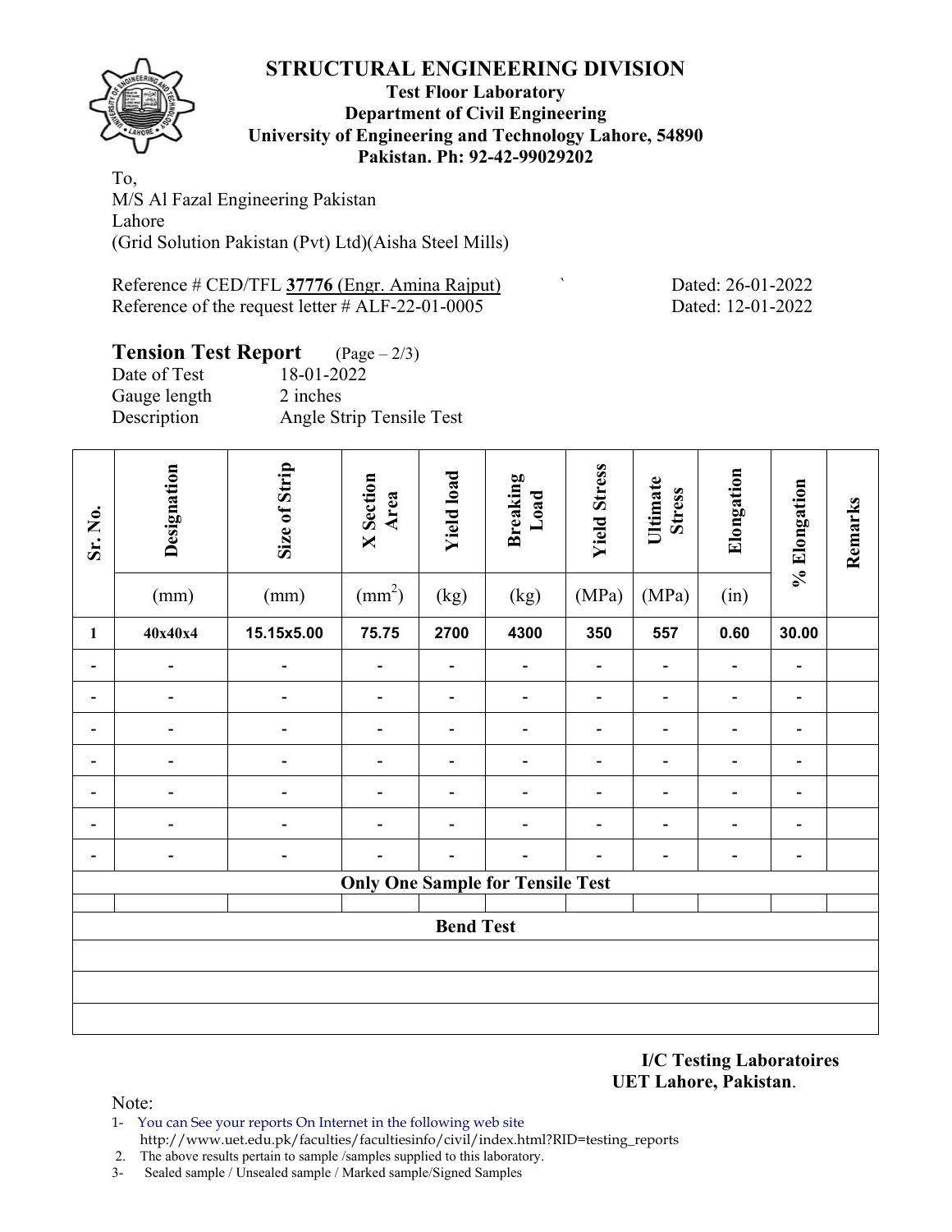# STRUCTURAL ENGINEERING DIVISION

**Test Floor Laboratory**
**Department of Civil Engineering**
**University of Engineering and Technology Lahore, 54890**
**Pakistan. Ph: 92-42-99029202**

To,
M/S Al Fazal Engineering Pakistan
Lahore
(Grid Solution Pakistan (Pvt) Ltd)(Aisha Steel Mills)

Reference # CED/TFL **37776** (Engr. Amina Rajput) Dated: 26-01-2022
Reference of the request letter # ALF-22-01-0005 Dated: 12-01-2022

**Tension Test Report** (Page – 2/3)

Date of Test 18-01-2022
Gauge length 2 inches
Description Angle Strip Tensile Test

| Sr. No. | Designation (mm) | Size of Strip (mm) | X Section Area ($mm^2$) | Yield load (kg) | Breaking Load (kg) | Yield Stress (MPa) | Ultimate Stress (MPa) | Elongation (in) | % Elongation | Remarks |
|---|---|---|---|---|---|---|---|---|---|---|
| 1 | 40x40x4 | 15.15x5.00 | 75.75 | 2700 | 4300 | 350 | 557 | 0.60 | 30.00 | |
| - | - | - | - | - | - | - | - | - | - | |
| - | - | - | - | - | - | - | - | - | - | |
| - | - | - | - | - | - | - | - | - | - | |
| - | - | - | - | - | - | - | - | - | - | |
| - | - | - | - | - | - | - | - | - | - | |
| - | - | - | - | - | - | - | - | - | - | |
| - | - | - | - | - | - | - | - | - | - | |
| **Only One Sample for Tensile Test** | | | | | | | | | | |
| | | | | | | | | | | |
| **Bend Test** | | | | | | | | | | |

**I/C Testing Laboratoires**
**UET Lahore, Pakistan**.

Note:
1- You can See your reports On Internet in the following web site
http://www.uet.edu.pk/faculties/facultiesinfo/civil/index.html?RID=testing_reports
2. The above results pertain to sample /samples supplied to this laboratory.
3- Sealed sample / Unsealed sample / Marked sample/Signed Samples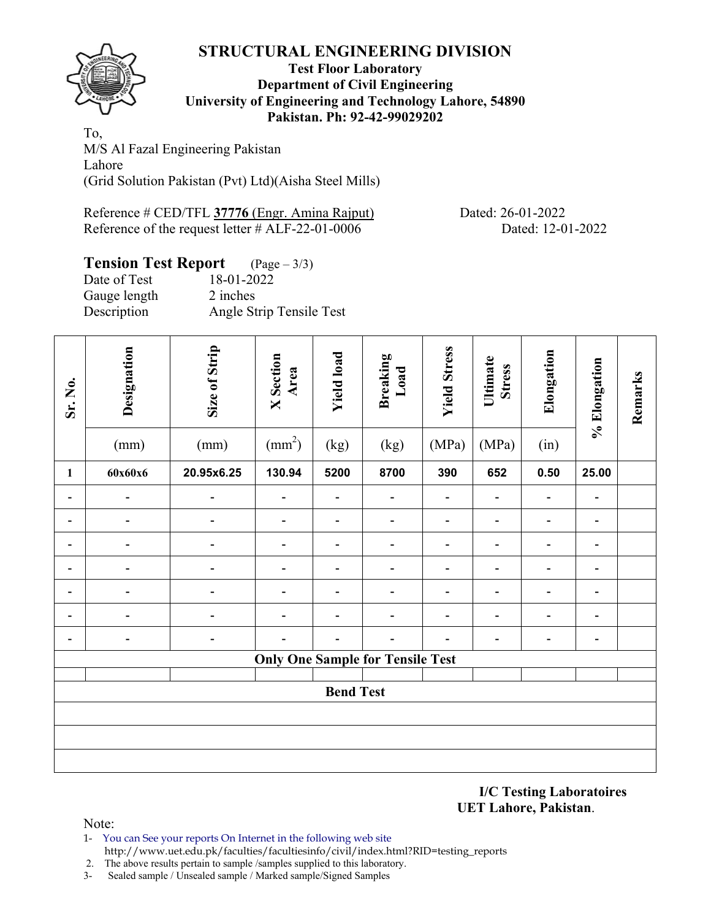# STRUCTURAL ENGINEERING DIVISION

**Test Floor Laboratory**
**Department of Civil Engineering**
**University of Engineering and Technology Lahore, 54890**
**Pakistan. Ph: 92-42-99029202**

To,
M/S Al Fazal Engineering Pakistan
Lahore
(Grid Solution Pakistan (Pvt) Ltd)(Aisha Steel Mills)

Reference # CED/TFL **37776** (Engr. Amina Rajput) Dated: 26-01-2022
Reference of the request letter # ALF-22-01-0006 Dated: 12-01-2022

**Tension Test Report** (Page – 3/3)

Date of Test 18-01-2022
Gauge length 2 inches
Description Angle Strip Tensile Test

| Sr. No. | Designation (mm) | Size of Strip (mm) | X Section Area ($mm^2$) | Yield load (kg) | Breaking Load (kg) | Yield Stress (MPa) | Ultimate Stress (MPa) | Elongation (in) | % Elongation | Remarks |
|---|---|---|---|---|---|---|---|---|---|---|
| **1** | **60x60x6** | **20.95x6.25** | **130.94** | **5200** | **8700** | **390** | **652** | **0.50** | **25.00** | |
| - | - | - | - | - | - | - | - | - | - | |
| - | - | - | - | - | - | - | - | - | - | |
| - | - | - | - | - | - | - | - | - | - | |
| - | - | - | - | - | - | - | - | - | - | |
| - | - | - | - | - | - | - | - | - | - | |
| - | - | - | - | - | - | - | - | - | - | |
| - | - | - | - | - | - | - | - | - | - | |
| **Only One Sample for Tensile Test** | | | | | | | | | | |
| | | | | | | | | | | |
| **Bend Test** | | | | | | | | | | |
| | | | | | | | | | | |
| | | | | | | | | | | |
| | | | | | | | | | | |

**I/C Testing Laboratoires**
**UET Lahore, Pakistan**.

Note:
1- You can See your reports On Internet in the following web site
http://www.uet.edu.pk/faculties/facultiesinfo/civil/index.html?RID=testing_reports
2. The above results pertain to sample /samples supplied to this laboratory.
3- Sealed sample / Unsealed sample / Marked sample/Signed Samples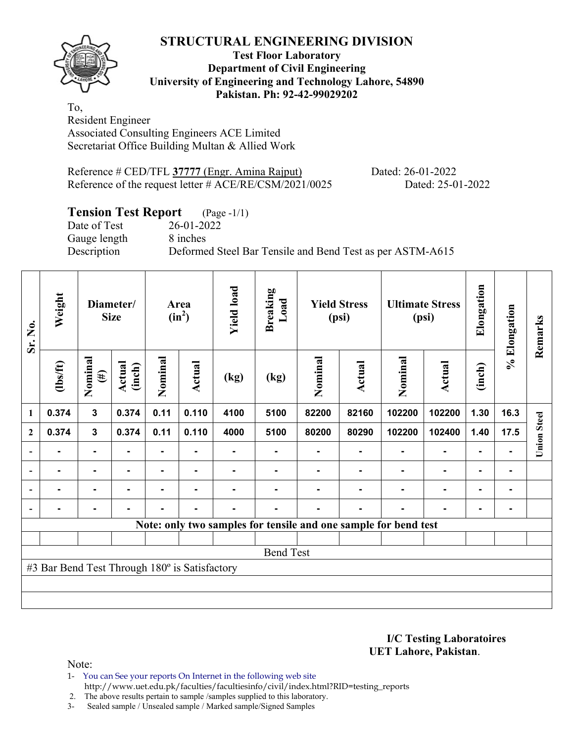# STRUCTURAL ENGINEERING DIVISION

**Test Floor Laboratory**
**Department of Civil Engineering**
**University of Engineering and Technology Lahore, 54890**
**Pakistan. Ph: 92-42-99029202**

To,
Resident Engineer
Associated Consulting Engineers ACE Limited
Secretariat Office Building Multan & Allied Work

Reference # CED/TFL **37777** (Engr. Amina Rajput) Dated: 26-01-2022
Reference of the request letter # ACE/RE/CSM/2021/0025 Dated: 25-01-2022

## Tension Test Report (Page -1/1)

Date of Test 26-01-2022
Gauge length 8 inches
Description Deformed Steel Bar Tensile and Bend Test as per ASTM-A615

| Sr. No. | Weight | Diameter/ Size | | Area ($in^2$) | | Yield load | Breaking Load | Yield Stress (psi) | | Ultimate Stress (psi) | | Elongation | % Elongation | Remarks |
|---|---|---|---|---|---|---|---|---|---|---|---|---|---|---|
| | (lbs/ft) | Nominal (#) | Actual (inch) | Nominal | Actual | (kg) | (kg) | Nominal | Actual | Nominal | Actual | (inch) | | |
| 1 | 0.374 | 3 | 0.374 | 0.11 | 0.110 | 4100 | 5100 | 82200 | 82160 | 102200 | 102200 | 1.30 | 16.3 | Union Steel |
| 2 | 0.374 | 3 | 0.374 | 0.11 | 0.110 | 4000 | 5100 | 80200 | 80290 | 102200 | 102400 | 1.40 | 17.5 | |
| - | - | - | - | - | - | - | - | - | - | - | - | - | - | |
| - | - | - | - | - | - | - | - | - | - | - | - | - | - | |
| - | - | - | - | - | - | - | - | - | - | - | - | - | - | |
| - | - | - | - | - | - | - | - | - | - | - | - | - | - | |
| **Note: only two samples for tensile and one sample for bend test** | | | | | | | | | | | | | | |
| Bend Test | | | | | | | | | | | | | | |
| #3 Bar Bend Test Through 180º is Satisfactory | | | | | | | | | | | | | | |

**I/C Testing Laboratoires**
**UET Lahore, Pakistan**.

Note:
1- You can See your reports On Internet in the following web site
http://www.uet.edu.pk/faculties/facultiesinfo/civil/index.html?RID=testing_reports
2. The above results pertain to sample /samples supplied to this laboratory.
3- Sealed sample / Unsealed sample / Marked sample/Signed Samples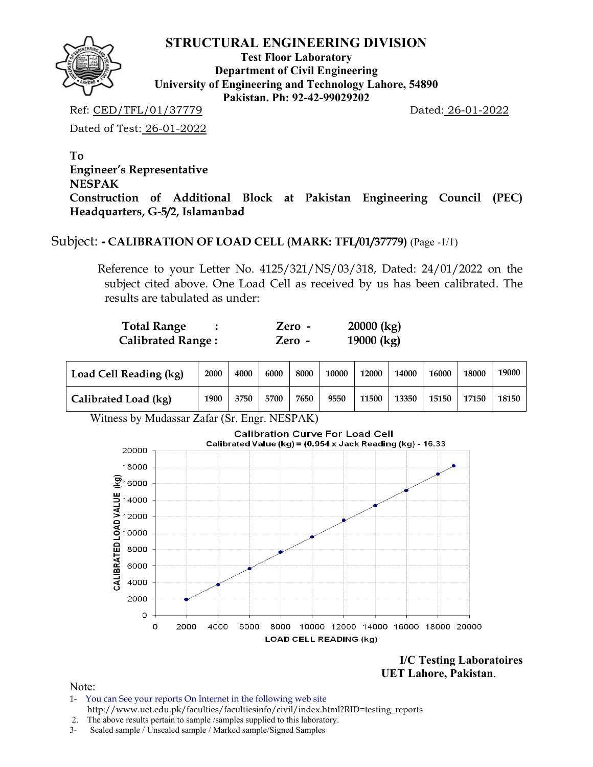# STRUCTURAL ENGINEERING DIVISION

**Test Floor Laboratory**
**Department of Civil Engineering**
**University of Engineering and Technology Lahore, 54890**
**Pakistan. Ph: 92-42-99029202**

Ref: CED/TFL/01/37779 Dated: 26-01-2022

Dated of Test: 26-01-2022

**To**
**Engineer's Representative**
**NESPAK**
**Construction of Additional Block at Pakistan Engineering Council (PEC) Headquarters, G-5/2, Islamanbad**

Subject: **- CALIBRATION OF LOAD CELL (MARK: TFL/01/37779)** (Page -1/1)

Reference to your Letter No. 4125/321/NS/03/318, Dated: 24/01/2022 on the subject cited above. One Load Cell as received by us has been calibrated. The results are tabulated as under:

**Total Range : Zero - 20000 (kg)**
**Calibrated Range : Zero - 19000 (kg)**

| Load Cell Reading (kg) | 2000 | 4000 | 6000 | 8000 | 10000 | 12000 | 14000 | 16000 | 18000 | 19000 |
|---|---|---|---|---|---|---|---|---|---|---|
| Calibrated Load (kg) | 1900 | 3750 | 5700 | 7650 | 9550 | 11500 | 13350 | 15150 | 17150 | 18150 |

Witness by Mudassar Zafar (Sr. Engr. NESPAK)

Calibration Curve For Load Cell
Calibrated Value (kg) = (0.954 x Jack Reading (kg) - 16.33
CALIBRATED LOAD VALUE (kg)
0 2000 4000 6000 8000 10000 12000 14000 16000 18000 20000
LOAD CELL READING (kg)

**I/C Testing Laboratoires**
**UET Lahore, Pakistan.**

Note:
1- You can See your reports On Internet in the following web site
http://www.uet.edu.pk/faculties/facultiesinfo/civil/index.html?RID=testing_reports
2. The above results pertain to sample /samples supplied to this laboratory.
3- Sealed sample / Unsealed sample / Marked sample/Signed Samples